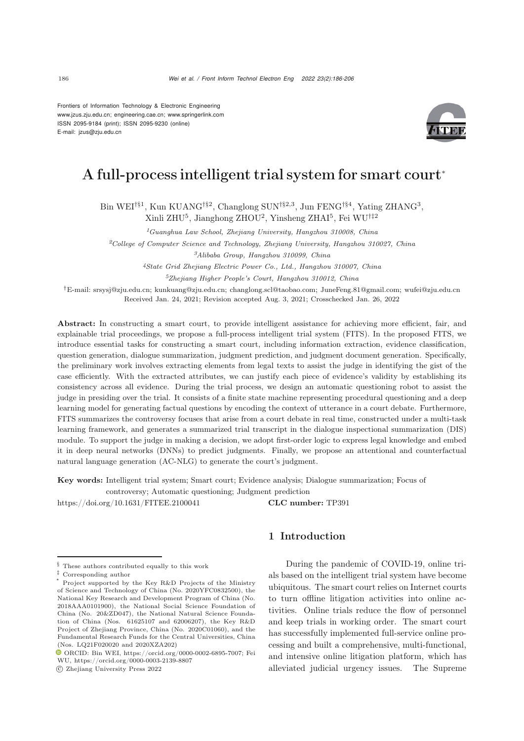Frontiers of Information Technology & Electronic Engineering
www.jzus.zju.edu.cn; engineering.cae.cn; www.springerlink.com
ISSN 2095-9184 (print); ISSN 2095-9230 (online)
E-mail: jzus@zju.edu.cn

# A full-process intelligent trial system for smart court*

Bin WEI[†§1], Kun KUANG[†§2], Changlong SUN[†§2,3], Jun FENG[†§4], Yating ZHANG[3], Xinli ZHU[5], Jianghong ZHOU[2], Yinsheng ZHAI[5], Fei WU[†‡2]

[1]*Guanghua Law School, Zhejiang University, Hangzhou 310008, China*
[2]*College of Computer Science and Technology, Zhejiang University, Hangzhou 310027, China*
[3]*Alibaba Group, Hangzhou 310099, China*
[4]*State Grid Zhejiang Electric Power Co., Ltd., Hangzhou 310007, China*
[5]*Zhejiang Higher People's Court, Hangzhou 310012, China*

[†]E-mail: srsysj@zju.edu.cn; kunkuang@zju.edu.cn; changlong.scl@taobao.com; JuneFeng.81@gmail.com; wufei@zju.edu.cn

Received Jan. 24, 2021; Revision accepted Aug. 3, 2021; Crosschecked Jan. 26, 2022

**Abstract:** In constructing a smart court, to provide intelligent assistance for achieving more efficient, fair, and explainable trial proceedings, we propose a full-process intelligent trial system (FITS). In the proposed FITS, we introduce essential tasks for constructing a smart court, including information extraction, evidence classification, question generation, dialogue summarization, judgment prediction, and judgment document generation. Specifically, the preliminary work involves extracting elements from legal texts to assist the judge in identifying the gist of the case efficiently. With the extracted attributes, we can justify each piece of evidence's validity by establishing its consistency across all evidence. During the trial process, we design an automatic questioning robot to assist the judge in presiding over the trial. It consists of a finite state machine representing procedural questioning and a deep learning model for generating factual questions by encoding the context of utterance in a court debate. Furthermore, FITS summarizes the controversy focuses that arise from a court debate in real time, constructed under a multi-task learning framework, and generates a summarized trial transcript in the dialogue inspectional summarization (DIS) module. To support the judge in making a decision, we adopt first-order logic to express legal knowledge and embed it in deep neural networks (DNNs) to predict judgments. Finally, we propose an attentional and counterfactual natural language generation (AC-NLG) to generate the court's judgment.

**Key words:** Intelligent trial system; Smart court; Evidence analysis; Dialogue summarization; Focus of controversy; Automatic questioning; Judgment prediction

https://doi.org/10.1631/FITEE.2100041 **CLC number:** TP391

## 1 Introduction

During the pandemic of COVID-19, online trials based on the intelligent trial system have become ubiquitous. The smart court relies on Internet courts to turn offline litigation activities into online activities. Online trials reduce the flow of personnel and keep trials in working order. The smart court has successfully implemented full-service online processing and built a comprehensive, multi-functional, and intensive online litigation platform, which has alleviated judicial urgency issues. The Supreme

---

§ These authors contributed equally to this work
‡ Corresponding author
* Project supported by the Key R&D Projects of the Ministry of Science and Technology of China (No. 2020YFC0832500), the National Key Research and Development Program of China (No. 2018AAA0101900), the National Social Science Foundation of China (No. 20&ZD047), the National Natural Science Foundation of China (Nos. 61625107 and 62006207), the Key R&D Project of Zhejiang Province, China (No. 2020C01060), and the Fundamental Research Funds for the Central Universities, China (Nos. LQ21F020020 and 2020XZA202)

ORCID: Bin WEI, https://orcid.org/0000-0002-6895-7007; Fei WU, https://orcid.org/0000-0003-2139-8807

© Zhejiang University Press 2022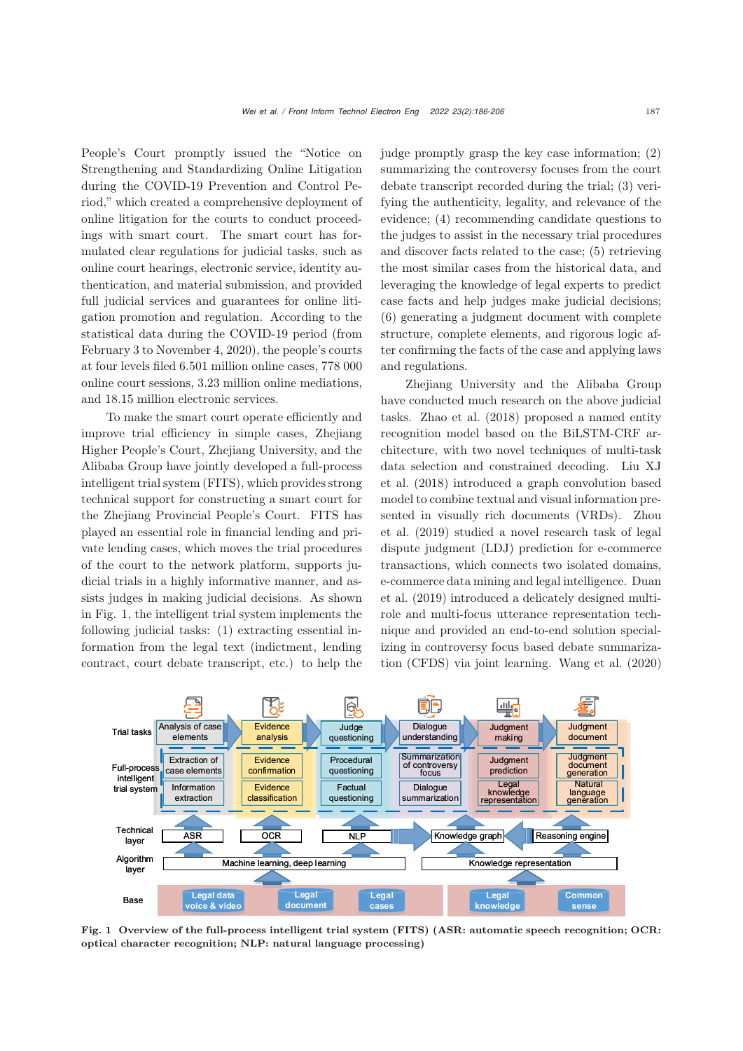People's Court promptly issued the "Notice on Strengthening and Standardizing Online Litigation during the COVID-19 Prevention and Control Period," which created a comprehensive deployment of online litigation for the courts to conduct proceedings with smart court. The smart court has formulated clear regulations for judicial tasks, such as online court hearings, electronic service, identity authentication, and material submission, and provided full judicial services and guarantees for online litigation promotion and regulation. According to the statistical data during the COVID-19 period (from February 3 to November 4, 2020), the people's courts at four levels filed 6.501 million online cases, 778 000 online court sessions, 3.23 million online mediations, and 18.15 million electronic services.

To make the smart court operate efficiently and improve trial efficiency in simple cases, Zhejiang Higher People's Court, Zhejiang University, and the Alibaba Group have jointly developed a full-process intelligent trial system (FITS), which provides strong technical support for constructing a smart court for the Zhejiang Provincial People's Court. FITS has played an essential role in financial lending and private lending cases, which moves the trial procedures of the court to the network platform, supports judicial trials in a highly informative manner, and assists judges in making judicial decisions. As shown in Fig. 1, the intelligent trial system implements the following judicial tasks: (1) extracting essential information from the legal text (indictment, lending contract, court debate transcript, etc.) to help the judge promptly grasp the key case information; (2) summarizing the controversy focuses from the court debate transcript recorded during the trial; (3) verifying the authenticity, legality, and relevance of the evidence; (4) recommending candidate questions to the judges to assist in the necessary trial procedures and discover facts related to the case; (5) retrieving the most similar cases from the historical data, and leveraging the knowledge of legal experts to predict case facts and help judges make judicial decisions; (6) generating a judgment document with complete structure, complete elements, and rigorous logic after confirming the facts of the case and applying laws and regulations.

Zhejiang University and the Alibaba Group have conducted much research on the above judicial tasks. Zhao et al. (2018) proposed a named entity recognition model based on the BiLSTM-CRF architecture, with two novel techniques of multi-task data selection and constrained decoding. Liu XJ et al. (2018) introduced a graph convolution based model to combine textual and visual information presented in visually rich documents (VRDs). Zhou et al. (2019) studied a novel research task of legal dispute judgment (LDJ) prediction for e-commerce transactions, which connects two isolated domains, e-commerce data mining and legal intelligence. Duan et al. (2019) introduced a delicately designed multi-role and multi-focus utterance representation technique and provided an end-to-end solution specializing in controversy focus based debate summarization (CFDS) via joint learning. Wang et al. (2020)

**Fig. 1 Overview of the full-process intelligent trial system (FITS) (ASR: automatic speech recognition; OCR: optical character recognition; NLP: natural language processing)**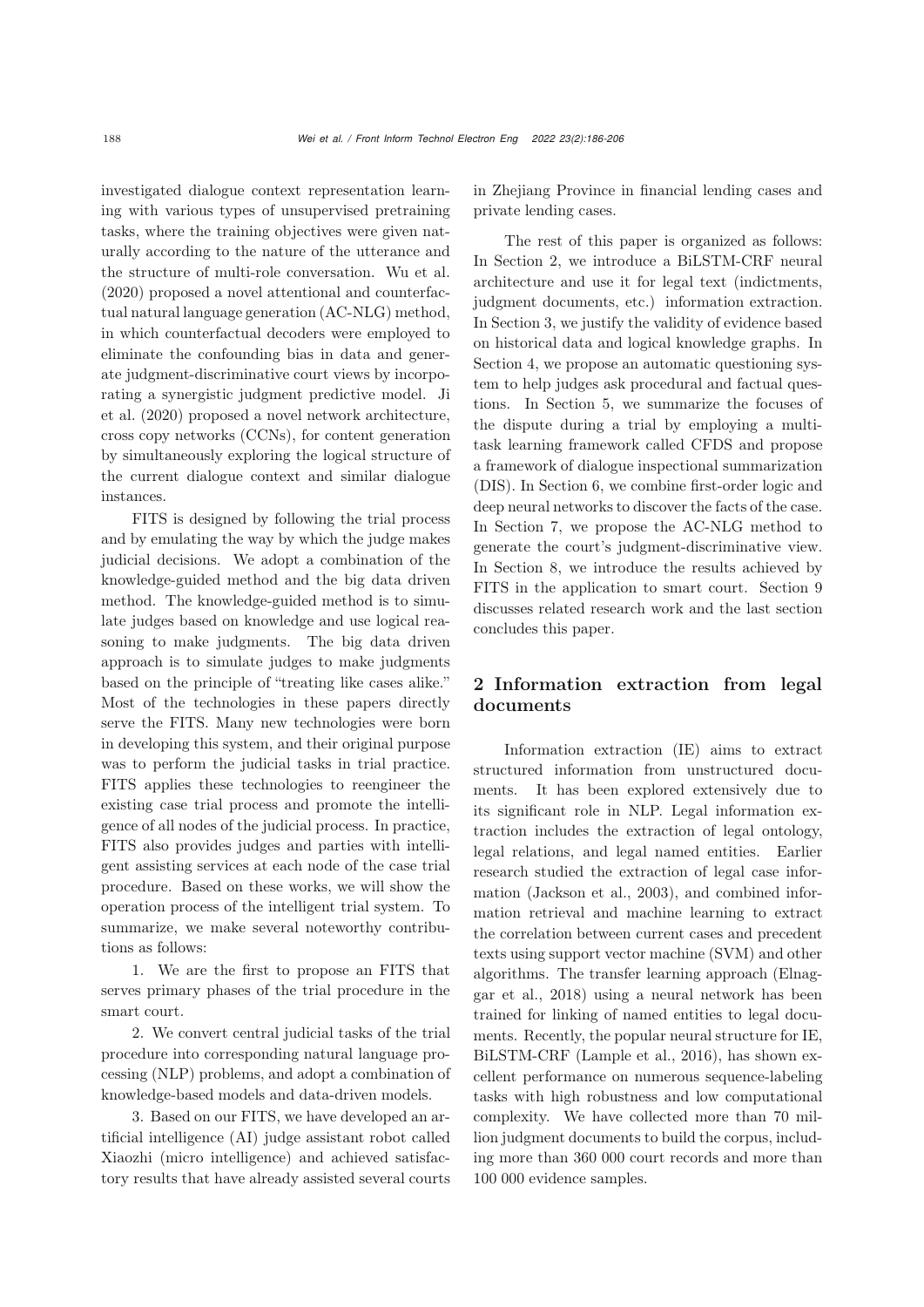investigated dialogue context representation learning with various types of unsupervised pretraining tasks, where the training objectives were given naturally according to the nature of the utterance and the structure of multi-role conversation. Wu et al. (2020) proposed a novel attentional and counterfactual natural language generation (AC-NLG) method, in which counterfactual decoders were employed to eliminate the confounding bias in data and generate judgment-discriminative court views by incorporating a synergistic judgment predictive model. Ji et al. (2020) proposed a novel network architecture, cross copy networks (CCNs), for content generation by simultaneously exploring the logical structure of the current dialogue context and similar dialogue instances.

FITS is designed by following the trial process and by emulating the way by which the judge makes judicial decisions. We adopt a combination of the knowledge-guided method and the big data driven method. The knowledge-guided method is to simulate judges based on knowledge and use logical reasoning to make judgments. The big data driven approach is to simulate judges to make judgments based on the principle of "treating like cases alike." Most of the technologies in these papers directly serve the FITS. Many new technologies were born in developing this system, and their original purpose was to perform the judicial tasks in trial practice. FITS applies these technologies to reengineer the existing case trial process and promote the intelligence of all nodes of the judicial process. In practice, FITS also provides judges and parties with intelligent assisting services at each node of the case trial procedure. Based on these works, we will show the operation process of the intelligent trial system. To summarize, we make several noteworthy contributions as follows:

1. We are the first to propose an FITS that serves primary phases of the trial procedure in the smart court.

2. We convert central judicial tasks of the trial procedure into corresponding natural language processing (NLP) problems, and adopt a combination of knowledge-based models and data-driven models.

3. Based on our FITS, we have developed an artificial intelligence (AI) judge assistant robot called Xiaozhi (micro intelligence) and achieved satisfactory results that have already assisted several courts in Zhejiang Province in financial lending cases and private lending cases.

The rest of this paper is organized as follows: In Section 2, we introduce a BiLSTM-CRF neural architecture and use it for legal text (indictments, judgment documents, etc.) information extraction. In Section 3, we justify the validity of evidence based on historical data and logical knowledge graphs. In Section 4, we propose an automatic questioning system to help judges ask procedural and factual questions. In Section 5, we summarize the focuses of the dispute during a trial by employing a multi-task learning framework called CFDS and propose a framework of dialogue inspectional summarization (DIS). In Section 6, we combine first-order logic and deep neural networks to discover the facts of the case. In Section 7, we propose the AC-NLG method to generate the court's judgment-discriminative view. In Section 8, we introduce the results achieved by FITS in the application to smart court. Section 9 discusses related research work and the last section concludes this paper.

## 2 Information extraction from legal documents

Information extraction (IE) aims to extract structured information from unstructured documents. It has been explored extensively due to its significant role in NLP. Legal information extraction includes the extraction of legal ontology, legal relations, and legal named entities. Earlier research studied the extraction of legal case information (Jackson et al., 2003), and combined information retrieval and machine learning to extract the correlation between current cases and precedent texts using support vector machine (SVM) and other algorithms. The transfer learning approach (Elnaggar et al., 2018) using a neural network has been trained for linking of named entities to legal documents. Recently, the popular neural structure for IE, BiLSTM-CRF (Lample et al., 2016), has shown excellent performance on numerous sequence-labeling tasks with high robustness and low computational complexity. We have collected more than 70 million judgment documents to build the corpus, including more than 360 000 court records and more than 100 000 evidence samples.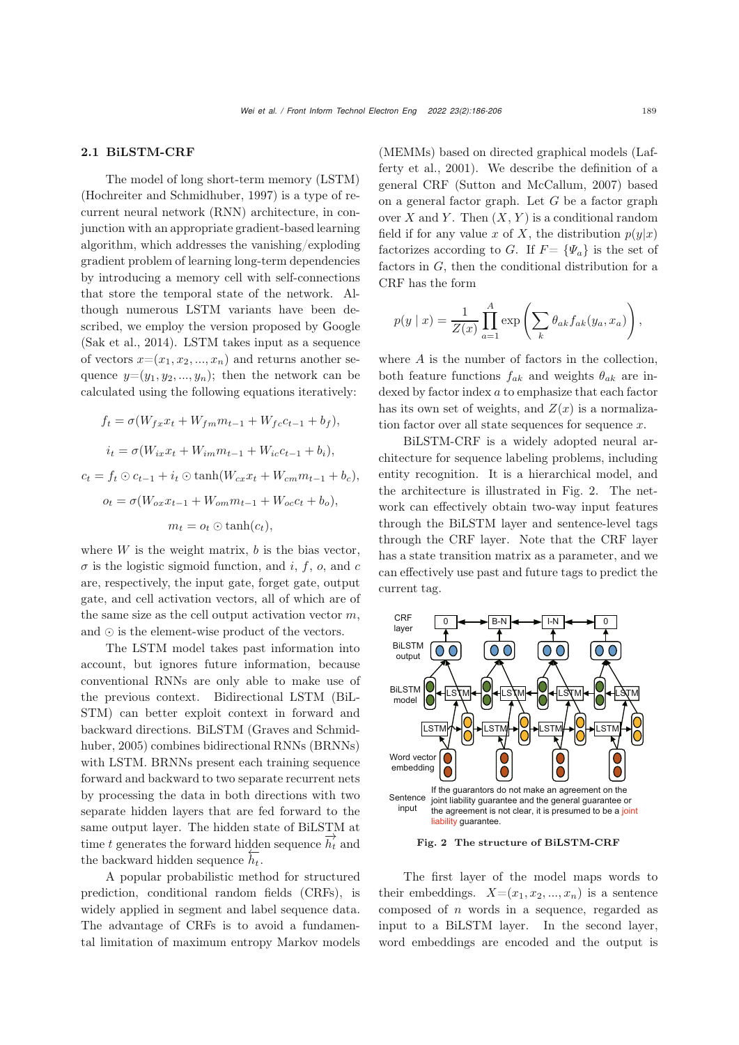### 2.1 BiLSTM-CRF

The model of long short-term memory (LSTM) (Hochreiter and Schmidhuber, 1997) is a type of recurrent neural network (RNN) architecture, in conjunction with an appropriate gradient-based learning algorithm, which addresses the vanishing/exploding gradient problem of learning long-term dependencies by introducing a memory cell with self-connections that store the temporal state of the network. Although numerous LSTM variants have been described, we employ the version proposed by Google (Sak et al., 2014). LSTM takes input as a sequence of vectors $x$=$(x_1, x_2, ..., x_n)$ and returns another sequence $y$=$(y_1, y_2, ..., y_n)$; then the network can be calculated using the following equations iteratively:

$$f_t = \sigma(W_{fx}x_t + W_{fm}m_{t-1} + W_{fc}c_{t-1} + b_f),$$

$$i_t = \sigma(W_{ix}x_t + W_{im}m_{t-1} + W_{ic}c_{t-1} + b_i),$$

$$c_t = f_t \odot c_{t-1} + i_t \odot \tanh(W_{cx}x_t + W_{cm}m_{t-1} + b_c),$$

$$o_t = \sigma(W_{ox}x_{t-1} + W_{om}m_{t-1} + W_{oc}c_t + b_o),$$

$$m_t = o_t \odot \tanh(c_t),$$

where $W$ is the weight matrix, $b$ is the bias vector, $\sigma$ is the logistic sigmoid function, and $i$, $f$, $o$, and $c$ are, respectively, the input gate, forget gate, output gate, and cell activation vectors, all of which are of the same size as the cell output activation vector $m$, and $\odot$ is the element-wise product of the vectors.

The LSTM model takes past information into account, but ignores future information, because conventional RNNs are only able to make use of the previous context. Bidirectional LSTM (BiLSTM) can better exploit context in forward and backward directions. BiLSTM (Graves and Schmidhuber, 2005) combines bidirectional RNNs (BRNNs) with LSTM. BRNNs present each training sequence forward and backward to two separate recurrent nets by processing the data in both directions with two separate hidden layers that are fed forward to the same output layer. The hidden state of BiLSTM at time $t$ generates the forward hidden sequence $\overrightarrow{h_t}$ and the backward hidden sequence $\overleftarrow{h}_t$.

A popular probabilistic method for structured prediction, conditional random fields (CRFs), is widely applied in segment and label sequence data. The advantage of CRFs is to avoid a fundamental limitation of maximum entropy Markov models (MEMMs) based on directed graphical models (Lafferty et al., 2001). We describe the definition of a general CRF (Sutton and McCallum, 2007) based on a general factor graph. Let $G$ be a factor graph over $X$ and $Y$. Then $(X, Y)$ is a conditional random field if for any value $x$ of $X$, the distribution $p(y|x)$ factorizes according to $G$. If $F$= $\{\Psi_a\}$ is the set of factors in $G$, then the conditional distribution for a CRF has the form

$$p(y \mid x) = \frac{1}{Z(x)} \prod_{a=1}^{A} \exp\left(\sum_k \theta_{ak} f_{ak}(y_a, x_a)\right),$$

where $A$ is the number of factors in the collection, both feature functions $f_{ak}$ and weights $\theta_{ak}$ are indexed by factor index $a$ to emphasize that each factor has its own set of weights, and $Z(x)$ is a normalization factor over all state sequences for sequence $x$.

BiLSTM-CRF is a widely adopted neural architecture for sequence labeling problems, including entity recognition. It is a hierarchical model, and the architecture is illustrated in Fig. 2. The network can effectively obtain two-way input features through the BiLSTM layer and sentence-level tags through the CRF layer. Note that the CRF layer has a state transition matrix as a parameter, and we can effectively use past and future tags to predict the current tag.

CRF layer: 0 ↔ B-N ↔ I-N ↔ 0
BiLSTM output
BiLSTM model: LSTM, LSTM, LSTM, LSTM / LSTM, LSTM, LSTM, LSTM
Word vector embedding
Sentence input: If the guarantors do not make an agreement on the joint liability guarantee and the general guarantee or the agreement is not clear, it is presumed to be a joint liability guarantee.

**Fig. 2 The structure of BiLSTM-CRF**

The first layer of the model maps words to their embeddings. $X$=$(x_1, x_2, ..., x_n)$ is a sentence composed of $n$ words in a sequence, regarded as input to a BiLSTM layer. In the second layer, word embeddings are encoded and the output is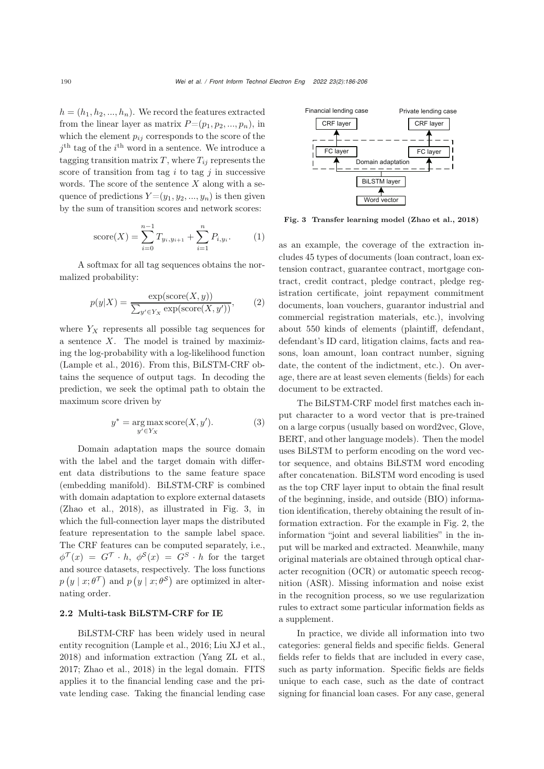$h = (h_1, h_2, ..., h_n)$. We record the features extracted from the linear layer as matrix $P=(p_1, p_2, ..., p_n)$, in which the element $p_{ij}$ corresponds to the score of the $j^{\text{th}}$ tag of the $i^{\text{th}}$ word in a sentence. We introduce a tagging transition matrix $T$, where $T_{ij}$ represents the score of transition from tag $i$ to tag $j$ in successive words. The score of the sentence $X$ along with a sequence of predictions $Y=(y_1, y_2, ..., y_n)$ is then given by the sum of transition scores and network scores:

$$\text{score}(X) = \sum_{i=0}^{n-1} T_{y_i, y_{i+1}} + \sum_{i=1}^{n} P_{i, y_i}. \tag{1}$$

A softmax for all tag sequences obtains the normalized probability:

$$p(y|X) = \frac{\exp(\text{score}(X, y))}{\sum_{y' \in Y_X} \exp(\text{score}(X, y'))}, \tag{2}$$

where $Y_X$ represents all possible tag sequences for a sentence $X$. The model is trained by maximizing the log-probability with a log-likelihood function (Lample et al., 2016). From this, BiLSTM-CRF obtains the sequence of output tags. In decoding the prediction, we seek the optimal path to obtain the maximum score driven by

$$y^* = \underset{y' \in Y_X}{\arg\max}\, \text{score}(X, y'). \tag{3}$$

Domain adaptation maps the source domain with the label and the target domain with different data distributions to the same feature space (embedding manifold). BiLSTM-CRF is combined with domain adaptation to explore external datasets (Zhao et al., 2018), as illustrated in Fig. 3, in which the full-connection layer maps the distributed feature representation to the sample label space. The CRF features can be computed separately, i.e., $\phi^{\mathcal{T}}(x) = G^{\mathcal{T}} \cdot h$, $\phi^{\mathcal{S}}(x) = G^{S} \cdot h$ for the target and source datasets, respectively. The loss functions $p\left(y \mid x; \theta^{\mathcal{T}}\right)$ and $p\left(y \mid x; \theta^{\mathcal{S}}\right)$ are optimized in alternating order.

## 2.2 Multi-task BiLSTM-CRF for IE

BiLSTM-CRF has been widely used in neural entity recognition (Lample et al., 2016; Liu XJ et al., 2018) and information extraction (Yang ZL et al., 2017; Zhao et al., 2018) in the legal domain. FITS applies it to the financial lending case and the private lending case. Taking the financial lending case as an example, the coverage of the extraction includes 45 types of documents (loan contract, loan extension contract, guarantee contract, mortgage contract, credit contract, pledge contract, pledge registration certificate, joint repayment commitment documents, loan vouchers, guarantor industrial and commercial registration materials, etc.), involving about 550 kinds of elements (plaintiff, defendant, defendant's ID card, litigation claims, facts and reasons, loan amount, loan contract number, signing date, the content of the indictment, etc.). On average, there are at least seven elements (fields) for each document to be extracted.

Financial lending case | Private lending case
CRF layer | CRF layer
FC layer | FC layer
Domain adaptation
BiLSTM layer
Word vector

**Fig. 3 Transfer learning model (Zhao et al., 2018)**

The BiLSTM-CRF model first matches each input character to a word vector that is pre-trained on a large corpus (usually based on word2vec, Glove, BERT, and other language models). Then the model uses BiLSTM to perform encoding on the word vector sequence, and obtains BiLSTM word encoding after concatenation. BiLSTM word encoding is used as the top CRF layer input to obtain the final result of the beginning, inside, and outside (BIO) information identification, thereby obtaining the result of information extraction. For the example in Fig. 2, the information "joint and several liabilities" in the input will be marked and extracted. Meanwhile, many original materials are obtained through optical character recognition (OCR) or automatic speech recognition (ASR). Missing information and noise exist in the recognition process, so we use regularization rules to extract some particular information fields as a supplement.

In practice, we divide all information into two categories: general fields and specific fields. General fields refer to fields that are included in every case, such as party information. Specific fields are fields unique to each case, such as the date of contract signing for financial loan cases. For any case, general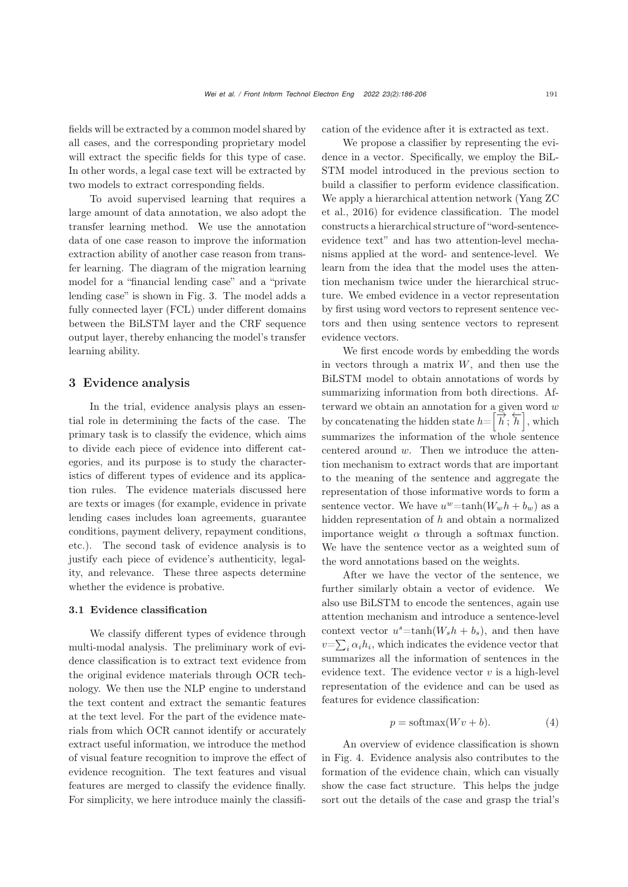fields will be extracted by a common model shared by all cases, and the corresponding proprietary model will extract the specific fields for this type of case. In other words, a legal case text will be extracted by two models to extract corresponding fields.

To avoid supervised learning that requires a large amount of data annotation, we also adopt the transfer learning method. We use the annotation data of one case reason to improve the information extraction ability of another case reason from transfer learning. The diagram of the migration learning model for a "financial lending case" and a "private lending case" is shown in Fig. 3. The model adds a fully connected layer (FCL) under different domains between the BiLSTM layer and the CRF sequence output layer, thereby enhancing the model's transfer learning ability.

## 3 Evidence analysis

In the trial, evidence analysis plays an essential role in determining the facts of the case. The primary task is to classify the evidence, which aims to divide each piece of evidence into different categories, and its purpose is to study the characteristics of different types of evidence and its application rules. The evidence materials discussed here are texts or images (for example, evidence in private lending cases includes loan agreements, guarantee conditions, payment delivery, repayment conditions, etc.). The second task of evidence analysis is to justify each piece of evidence's authenticity, legality, and relevance. These three aspects determine whether the evidence is probative.

### 3.1 Evidence classification

We classify different types of evidence through multi-modal analysis. The preliminary work of evidence classification is to extract text evidence from the original evidence materials through OCR technology. We then use the NLP engine to understand the text content and extract the semantic features at the text level. For the part of the evidence materials from which OCR cannot identify or accurately extract useful information, we introduce the method of visual feature recognition to improve the effect of evidence recognition. The text features and visual features are merged to classify the evidence finally. For simplicity, we here introduce mainly the classification of the evidence after it is extracted as text.

We propose a classifier by representing the evidence in a vector. Specifically, we employ the BiLSTM model introduced in the previous section to build a classifier to perform evidence classification. We apply a hierarchical attention network (Yang ZC et al., 2016) for evidence classification. The model constructs a hierarchical structure of "word-sentence-evidence text" and has two attention-level mechanisms applied at the word- and sentence-level. We learn from the idea that the model uses the attention mechanism twice under the hierarchical structure. We embed evidence in a vector representation by first using word vectors to represent sentence vectors and then using sentence vectors to represent evidence vectors.

We first encode words by embedding the words in vectors through a matrix $W$, and then use the BiLSTM model to obtain annotations of words by summarizing information from both directions. Afterward we obtain an annotation for a given word $w$ by concatenating the hidden state $h=\left[\overrightarrow{h};\overleftarrow{h}\right]$, which summarizes the information of the whole sentence centered around $w$. Then we introduce the attention mechanism to extract words that are important to the meaning of the sentence and aggregate the representation of those informative words to form a sentence vector. We have $u^w=\tanh(W_w h + b_w)$ as a hidden representation of $h$ and obtain a normalized importance weight $\alpha$ through a softmax function. We have the sentence vector as a weighted sum of the word annotations based on the weights.

After we have the vector of the sentence, we further similarly obtain a vector of evidence. We also use BiLSTM to encode the sentences, again use attention mechanism and introduce a sentence-level context vector $u^s=\tanh(W_s h + b_s)$, and then have $v=\sum_i \alpha_i h_i$, which indicates the evidence vector that summarizes all the information of sentences in the evidence text. The evidence vector $v$ is a high-level representation of the evidence and can be used as features for evidence classification:

$$p = \mathrm{softmax}(Wv + b). \tag{4}$$

An overview of evidence classification is shown in Fig. 4. Evidence analysis also contributes to the formation of the evidence chain, which can visually show the case fact structure. This helps the judge sort out the details of the case and grasp the trial's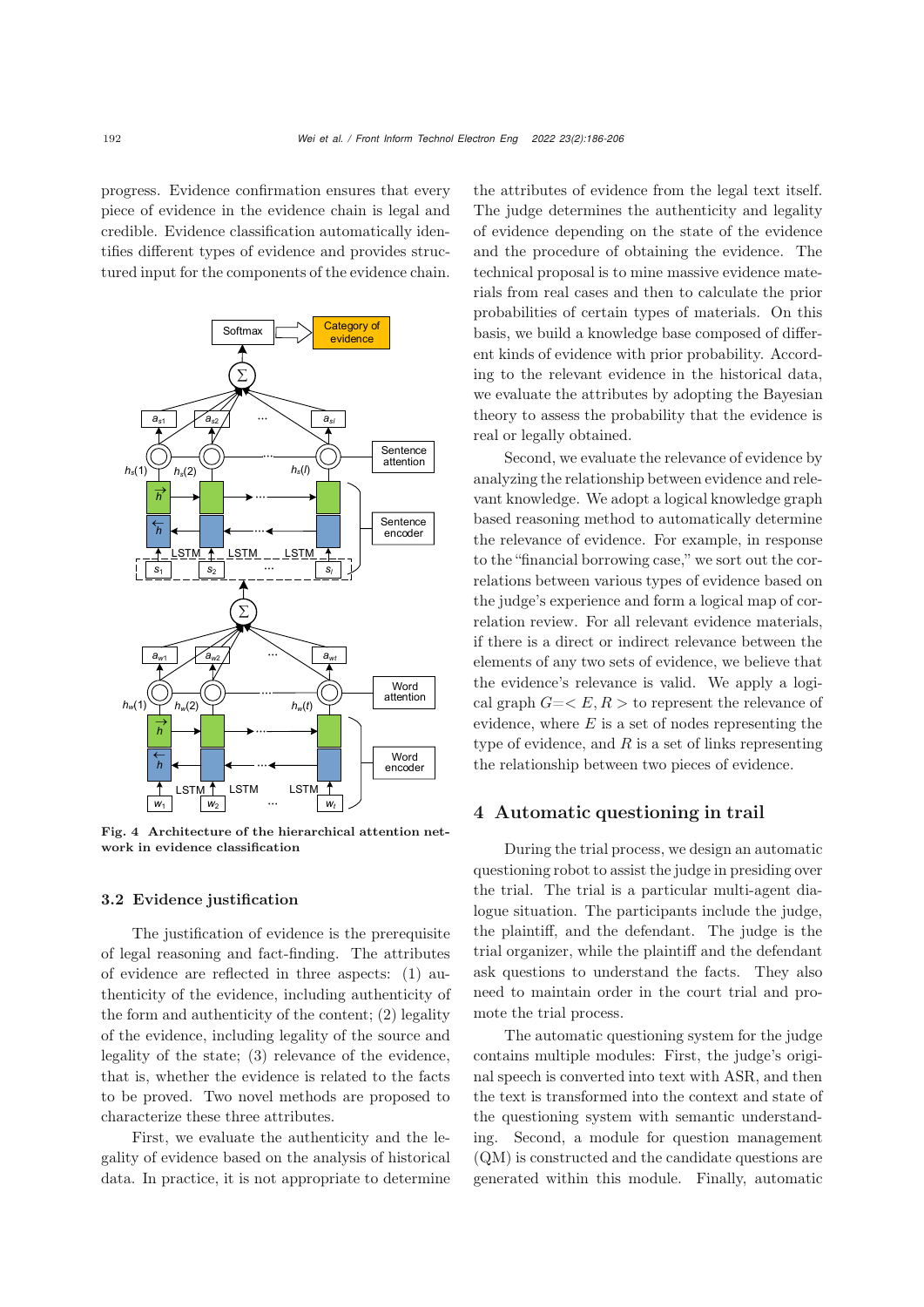progress. Evidence confirmation ensures that every piece of evidence in the evidence chain is legal and credible. Evidence classification automatically identifies different types of evidence and provides structured input for the components of the evidence chain.

**Fig. 4 Architecture of the hierarchical attention network in evidence classification**

### 3.2 Evidence justification

The justification of evidence is the prerequisite of legal reasoning and fact-finding. The attributes of evidence are reflected in three aspects: (1) authenticity of the evidence, including authenticity of the form and authenticity of the content; (2) legality of the evidence, including legality of the source and legality of the state; (3) relevance of the evidence, that is, whether the evidence is related to the facts to be proved. Two novel methods are proposed to characterize these three attributes.

First, we evaluate the authenticity and the legality of evidence based on the analysis of historical data. In practice, it is not appropriate to determine the attributes of evidence from the legal text itself. The judge determines the authenticity and legality of evidence depending on the state of the evidence and the procedure of obtaining the evidence. The technical proposal is to mine massive evidence materials from real cases and then to calculate the prior probabilities of certain types of materials. On this basis, we build a knowledge base composed of different kinds of evidence with prior probability. According to the relevant evidence in the historical data, we evaluate the attributes by adopting the Bayesian theory to assess the probability that the evidence is real or legally obtained.

Second, we evaluate the relevance of evidence by analyzing the relationship between evidence and relevant knowledge. We adopt a logical knowledge graph based reasoning method to automatically determine the relevance of evidence. For example, in response to the "financial borrowing case," we sort out the correlations between various types of evidence based on the judge's experience and form a logical map of correlation review. For all relevant evidence materials, if there is a direct or indirect relevance between the elements of any two sets of evidence, we believe that the evidence's relevance is valid. We apply a logical graph $G{=}{<}E, R{>}$ to represent the relevance of evidence, where $E$ is a set of nodes representing the type of evidence, and $R$ is a set of links representing the relationship between two pieces of evidence.

## 4 Automatic questioning in trail

During the trial process, we design an automatic questioning robot to assist the judge in presiding over the trial. The trial is a particular multi-agent dialogue situation. The participants include the judge, the plaintiff, and the defendant. The judge is the trial organizer, while the plaintiff and the defendant ask questions to understand the facts. They also need to maintain order in the court trial and promote the trial process.

The automatic questioning system for the judge contains multiple modules: First, the judge's original speech is converted into text with ASR, and then the text is transformed into the context and state of the questioning system with semantic understanding. Second, a module for question management (QM) is constructed and the candidate questions are generated within this module. Finally, automatic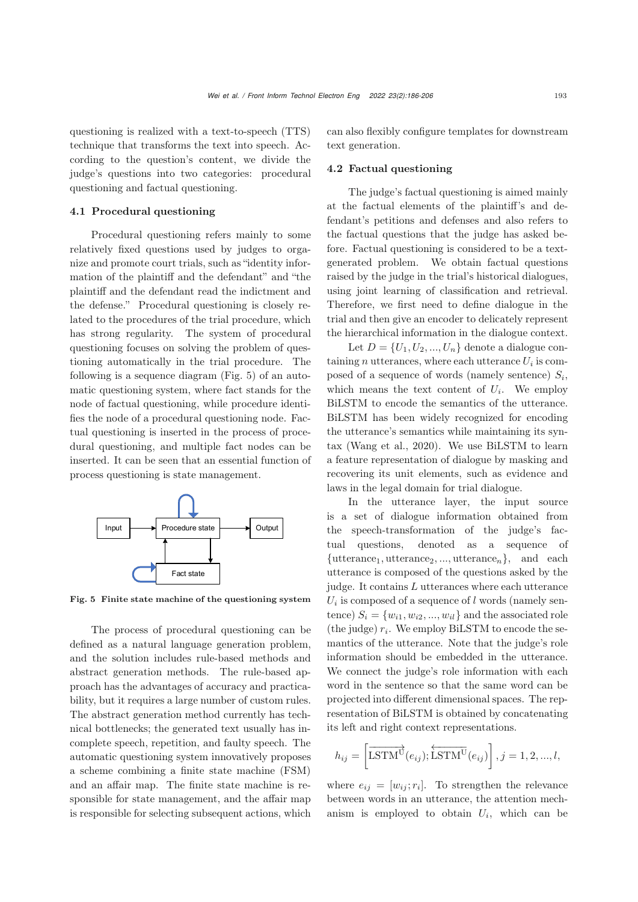questioning is realized with a text-to-speech (TTS) technique that transforms the text into speech. According to the question's content, we divide the judge's questions into two categories: procedural questioning and factual questioning.

### 4.1 Procedural questioning

Procedural questioning refers mainly to some relatively fixed questions used by judges to organize and promote court trials, such as "identity information of the plaintiff and the defendant" and "the plaintiff and the defendant read the indictment and the defense." Procedural questioning is closely related to the procedures of the trial procedure, which has strong regularity. The system of procedural questioning focuses on solving the problem of questioning automatically in the trial procedure. The following is a sequence diagram (Fig. 5) of an automatic questioning system, where fact stands for the node of factual questioning, while procedure identifies the node of a procedural questioning node. Factual questioning is inserted in the process of procedural questioning, and multiple fact nodes can be inserted. It can be seen that an essential function of process questioning is state management.

**Fig. 5 Finite state machine of the questioning system**

The process of procedural questioning can be defined as a natural language generation problem, and the solution includes rule-based methods and abstract generation methods. The rule-based approach has the advantages of accuracy and practicability, but it requires a large number of custom rules. The abstract generation method currently has technical bottlenecks; the generated text usually has incomplete speech, repetition, and faulty speech. The automatic questioning system innovatively proposes a scheme combining a finite state machine (FSM) and an affair map. The finite state machine is responsible for state management, and the affair map is responsible for selecting subsequent actions, which can also flexibly configure templates for downstream text generation.

### 4.2 Factual questioning

The judge's factual questioning is aimed mainly at the factual elements of the plaintiff's and defendant's petitions and defenses and also refers to the factual questions that the judge has asked before. Factual questioning is considered to be a text-generated problem. We obtain factual questions raised by the judge in the trial's historical dialogues, using joint learning of classification and retrieval. Therefore, we first need to define dialogue in the trial and then give an encoder to delicately represent the hierarchical information in the dialogue context.

Let $D = \{U_1, U_2, ..., U_n\}$ denote a dialogue containing $n$ utterances, where each utterance $U_i$ is composed of a sequence of words (namely sentence) $S_i$, which means the text content of $U_i$. We employ BiLSTM to encode the semantics of the utterance. BiLSTM has been widely recognized for encoding the utterance's semantics while maintaining its syntax (Wang et al., 2020). We use BiLSTM to learn a feature representation of dialogue by masking and recovering its unit elements, such as evidence and laws in the legal domain for trial dialogue.

In the utterance layer, the input source is a set of dialogue information obtained from the speech-transformation of the judge's factual questions, denoted as a sequence of $\{\text{utterance}_1, \text{utterance}_2, ..., \text{utterance}_n\}$, and each utterance is composed of the questions asked by the judge. It contains $L$ utterances where each utterance $U_i$ is composed of a sequence of $l$ words (namely sentence) $S_i = \{w_{i1}, w_{i2}, ..., w_{il}\}$ and the associated role (the judge) $r_i$. We employ BiLSTM to encode the semantics of the utterance. Note that the judge's role information should be embedded in the utterance. We connect the judge's role information with each word in the sentence so that the same word can be projected into different dimensional spaces. The representation of BiLSTM is obtained by concatenating its left and right context representations.

$$h_{ij} = \left[\overrightarrow{\text{LSTM}}^{\text{U}}(e_{ij}); \overleftarrow{\text{LSTM}}^{\text{U}}(e_{ij})\right], j = 1, 2, ..., l,$$

where $e_{ij} = [w_{ij}; r_i]$. To strengthen the relevance between words in an utterance, the attention mechanism is employed to obtain $U_i$, which can be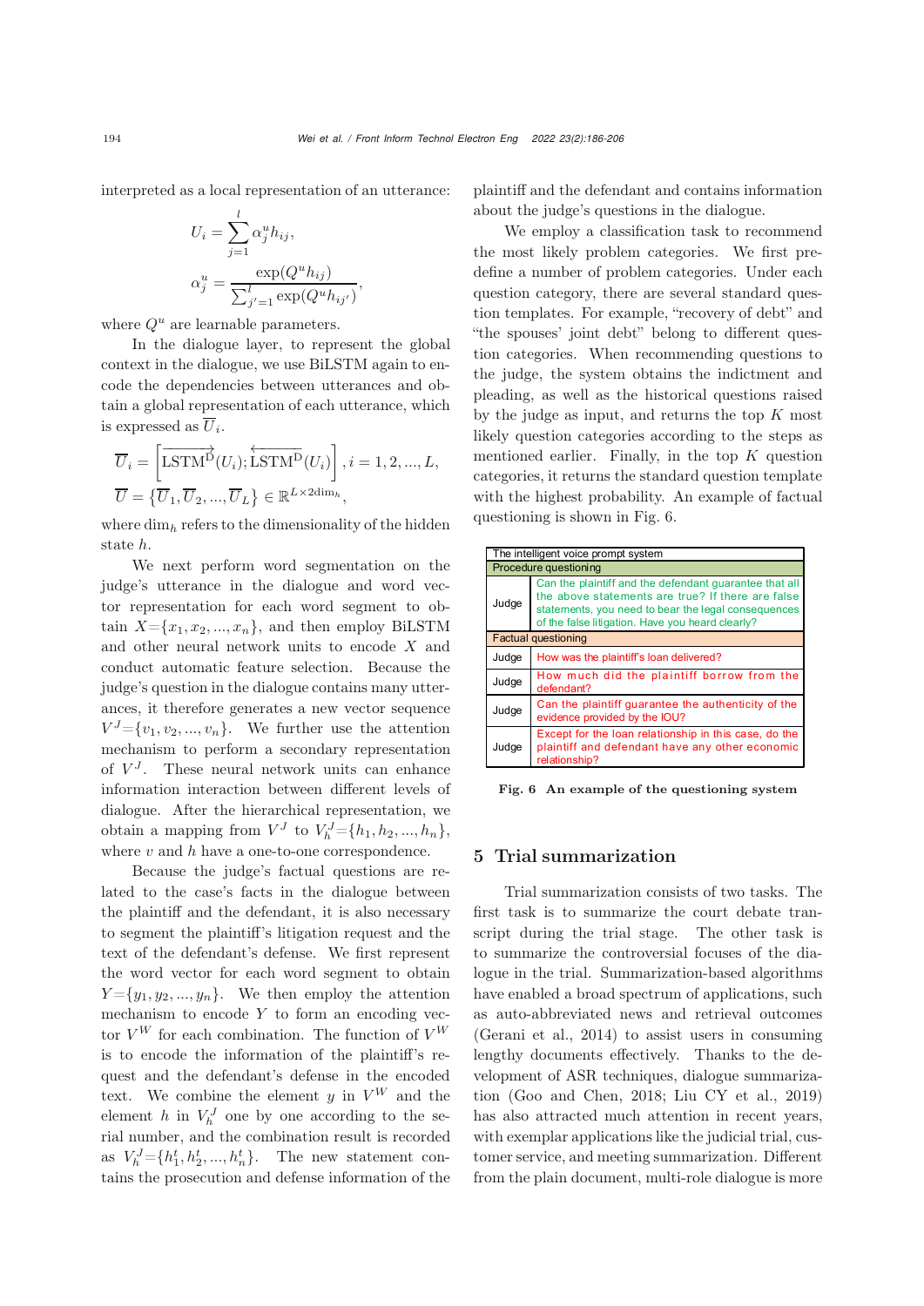interpreted as a local representation of an utterance:

$$U_i = \sum_{j=1}^{l} \alpha_j^u h_{ij},$$

$$\alpha_j^u = \frac{\exp(Q^u h_{ij})}{\sum_{j'=1}^{l} \exp(Q^u h_{ij'})},$$

where $Q^u$ are learnable parameters.

In the dialogue layer, to represent the global context in the dialogue, we use BiLSTM again to encode the dependencies between utterances and obtain a global representation of each utterance, which is expressed as $\overline{U}_i$.

$$\overline{U}_i = \left[\overrightarrow{\text{LSTM}^{\text{D}}}(U_i); \overleftarrow{\text{LSTM}^{\text{D}}}(U_i)\right], i = 1, 2, ..., L,$$

$$\overline{U} = \{\overline{U}_1, \overline{U}_2, ..., \overline{U}_L\} \in \mathbb{R}^{L \times 2\text{dim}_h},$$

where $\text{dim}_h$ refers to the dimensionality of the hidden state $h$.

We next perform word segmentation on the judge's utterance in the dialogue and word vector representation for each word segment to obtain $X=\{x_1, x_2, ..., x_n\}$, and then employ BiLSTM and other neural network units to encode $X$ and conduct automatic feature selection. Because the judge's question in the dialogue contains many utterances, it therefore generates a new vector sequence $V^J=\{v_1, v_2, ..., v_n\}$. We further use the attention mechanism to perform a secondary representation of $V^J$. These neural network units can enhance information interaction between different levels of dialogue. After the hierarchical representation, we obtain a mapping from $V^J$ to $V_h^J=\{h_1, h_2, ..., h_n\}$, where $v$ and $h$ have a one-to-one correspondence.

Because the judge's factual questions are related to the case's facts in the dialogue between the plaintiff and the defendant, it is also necessary to segment the plaintiff's litigation request and the text of the defendant's defense. We first represent the word vector for each word segment to obtain $Y=\{y_1, y_2, ..., y_n\}$. We then employ the attention mechanism to encode $Y$ to form an encoding vector $V^W$ for each combination. The function of $V^W$ is to encode the information of the plaintiff's request and the defendant's defense in the encoded text. We combine the element $y$ in $V^W$ and the element $h$ in $V_h^J$ one by one according to the serial number, and the combination result is recorded as $V_h^J=\{h_1^t, h_2^t, ..., h_n^t\}$. The new statement contains the prosecution and defense information of the plaintiff and the defendant and contains information about the judge's questions in the dialogue.

We employ a classification task to recommend the most likely problem categories. We first predefine a number of problem categories. Under each question category, there are several standard question templates. For example, "recovery of debt" and "the spouses' joint debt" belong to different question categories. When recommending questions to the judge, the system obtains the indictment and pleading, as well as the historical questions raised by the judge as input, and returns the top $K$ most likely question categories according to the steps as mentioned earlier. Finally, in the top $K$ question categories, it returns the standard question template with the highest probability. An example of factual questioning is shown in Fig. 6.

| The intelligent voice prompt system | |
|---|---|
| Procedure questioning | |
| Judge | Can the plaintiff and the defendant guarantee that all the above statements are true? If there are false statements, you need to bear the legal consequences of the false litigation. Have you heard clearly? |
| Factual questioning | |
| Judge | How was the plaintiff's loan delivered? |
| Judge | How much did the plaintiff borrow from the defendant? |
| Judge | Can the plaintiff guarantee the authenticity of the evidence provided by the IOU? |
| Judge | Except for the loan relationship in this case, do the plaintiff and defendant have any other economic relationship? |

**Fig. 6 An example of the questioning system**

## 5 Trial summarization

Trial summarization consists of two tasks. The first task is to summarize the court debate transcript during the trial stage. The other task is to summarize the controversial focuses of the dialogue in the trial. Summarization-based algorithms have enabled a broad spectrum of applications, such as auto-abbreviated news and retrieval outcomes (Gerani et al., 2014) to assist users in consuming lengthy documents effectively. Thanks to the development of ASR techniques, dialogue summarization (Goo and Chen, 2018; Liu CY et al., 2019) has also attracted much attention in recent years, with exemplar applications like the judicial trial, customer service, and meeting summarization. Different from the plain document, multi-role dialogue is more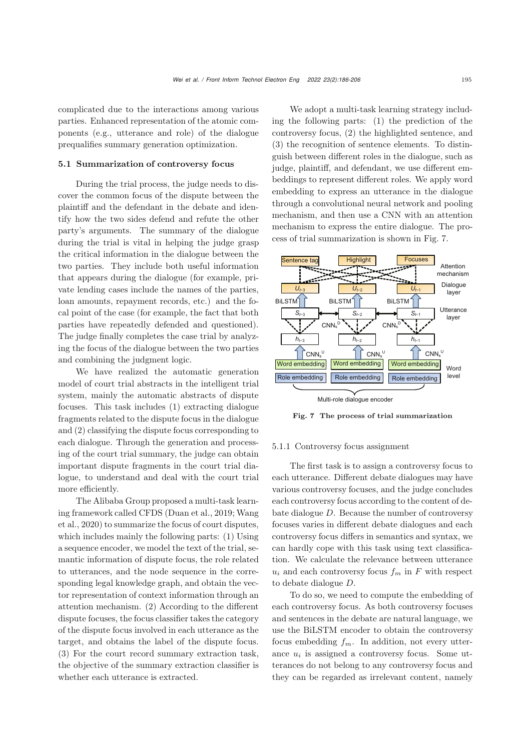complicated due to the interactions among various parties. Enhanced representation of the atomic components (e.g., utterance and role) of the dialogue prequalifies summary generation optimization.

### 5.1 Summarization of controversy focus

During the trial process, the judge needs to discover the common focus of the dispute between the plaintiff and the defendant in the debate and identify how the two sides defend and refute the other party's arguments. The summary of the dialogue during the trial is vital in helping the judge grasp the critical information in the dialogue between the two parties. They include both useful information that appears during the dialogue (for example, private lending cases include the names of the parties, loan amounts, repayment records, etc.) and the focal point of the case (for example, the fact that both parties have repeatedly defended and questioned). The judge finally completes the case trial by analyzing the focus of the dialogue between the two parties and combining the judgment logic.

We have realized the automatic generation model of court trial abstracts in the intelligent trial system, mainly the automatic abstracts of dispute focuses. This task includes (1) extracting dialogue fragments related to the dispute focus in the dialogue and (2) classifying the dispute focus corresponding to each dialogue. Through the generation and processing of the court trial summary, the judge can obtain important dispute fragments in the court trial dialogue, to understand and deal with the court trial more efficiently.

The Alibaba Group proposed a multi-task learning framework called CFDS (Duan et al., 2019; Wang et al., 2020) to summarize the focus of court disputes, which includes mainly the following parts: (1) Using a sequence encoder, we model the text of the trial, semantic information of dispute focus, the role related to utterances, and the node sequence in the corresponding legal knowledge graph, and obtain the vector representation of context information through an attention mechanism. (2) According to the different dispute focuses, the focus classifier takes the category of the dispute focus involved in each utterance as the target, and obtains the label of the dispute focus. (3) For the court record summary extraction task, the objective of the summary extraction classifier is whether each utterance is extracted.

We adopt a multi-task learning strategy including the following parts: (1) the prediction of the controversy focus, (2) the highlighted sentence, and (3) the recognition of sentence elements. To distinguish between different roles in the dialogue, such as judge, plaintiff, and defendant, we use different embeddings to represent different roles. We apply word embedding to express an utterance in the dialogue through a convolutional neural network and pooling mechanism, and then use a CNN with an attention mechanism to express the entire dialogue. The process of trial summarization is shown in Fig. 7.

**Fig. 7 The process of trial summarization**

#### 5.1.1 Controversy focus assignment

The first task is to assign a controversy focus to each utterance. Different debate dialogues may have various controversy focuses, and the judge concludes each controversy focus according to the content of debate dialogue $D$. Because the number of controversy focuses varies in different debate dialogues and each controversy focus differs in semantics and syntax, we can hardly cope with this task using text classification. We calculate the relevance between utterance $u_i$ and each controversy focus $f_m$ in $F$ with respect to debate dialogue $D$.

To do so, we need to compute the embedding of each controversy focus. As both controversy focuses and sentences in the debate are natural language, we use the BiLSTM encoder to obtain the controversy focus embedding $f_m$. In addition, not every utterance $u_i$ is assigned a controversy focus. Some utterances do not belong to any controversy focus and they can be regarded as irrelevant content, namely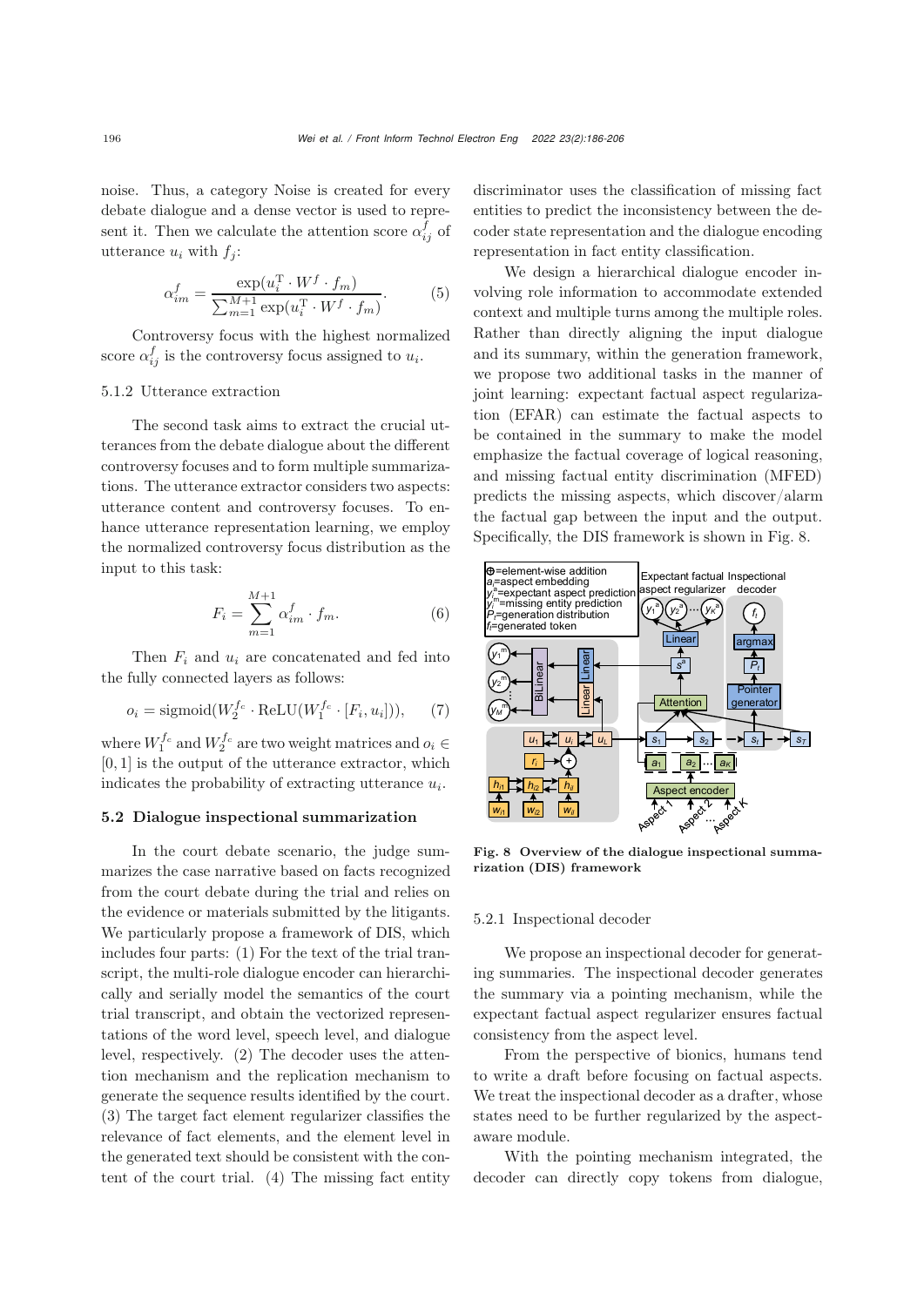noise. Thus, a category Noise is created for every debate dialogue and a dense vector is used to represent it. Then we calculate the attention score $\alpha^f_{ij}$ of utterance $u_i$ with $f_j$:

$$\alpha^f_{im} = \frac{\exp(u_i^{\mathrm{T}} \cdot W^f \cdot f_m)}{\sum_{m=1}^{M+1} \exp(u_i^{\mathrm{T}} \cdot W^f \cdot f_m)}. \tag{5}$$

Controversy focus with the highest normalized score $\alpha^f_{ij}$ is the controversy focus assigned to $u_i$.

5.1.2 Utterance extraction

The second task aims to extract the crucial utterances from the debate dialogue about the different controversy focuses and to form multiple summarizations. The utterance extractor considers two aspects: utterance content and controversy focuses. To enhance utterance representation learning, we employ the normalized controversy focus distribution as the input to this task:

$$F_i = \sum_{m=1}^{M+1} \alpha^f_{im} \cdot f_m. \tag{6}$$

Then $F_i$ and $u_i$ are concatenated and fed into the fully connected layers as follows:

$$o_i = \mathrm{sigmoid}(W_2^{f_c} \cdot \mathrm{ReLU}(W_1^{f_c} \cdot [F_i, u_i])), \tag{7}$$

where $W_1^{f_c}$ and $W_2^{f_c}$ are two weight matrices and $o_i \in [0, 1]$ is the output of the utterance extractor, which indicates the probability of extracting utterance $u_i$.

### 5.2 Dialogue inspectional summarization

In the court debate scenario, the judge summarizes the case narrative based on facts recognized from the court debate during the trial and relies on the evidence or materials submitted by the litigants. We particularly propose a framework of DIS, which includes four parts: (1) For the text of the trial transcript, the multi-role dialogue encoder can hierarchically and serially model the semantics of the court trial transcript, and obtain the vectorized representations of the word level, speech level, and dialogue level, respectively. (2) The decoder uses the attention mechanism and the replication mechanism to generate the sequence results identified by the court. (3) The target fact element regularizer classifies the relevance of fact elements, and the element level in the generated text should be consistent with the content of the court trial. (4) The missing fact entity discriminator uses the classification of missing fact entities to predict the inconsistency between the decoder state representation and the dialogue encoding representation in fact entity classification.

We design a hierarchical dialogue encoder involving role information to accommodate extended context and multiple turns among the multiple roles. Rather than directly aligning the input dialogue and its summary, within the generation framework, we propose two additional tasks in the manner of joint learning: expectant factual aspect regularization (EFAR) can estimate the factual aspects to be contained in the summary to make the model emphasize the factual coverage of logical reasoning, and missing factual entity discrimination (MFED) predicts the missing aspects, which discover/alarm the factual gap between the input and the output. Specifically, the DIS framework is shown in Fig. 8.

**Fig. 8 Overview of the dialogue inspectional summarization (DIS) framework**

5.2.1 Inspectional decoder

We propose an inspectional decoder for generating summaries. The inspectional decoder generates the summary via a pointing mechanism, while the expectant factual aspect regularizer ensures factual consistency from the aspect level.

From the perspective of bionics, humans tend to write a draft before focusing on factual aspects. We treat the inspectional decoder as a drafter, whose states need to be further regularized by the aspect-aware module.

With the pointing mechanism integrated, the decoder can directly copy tokens from dialogue,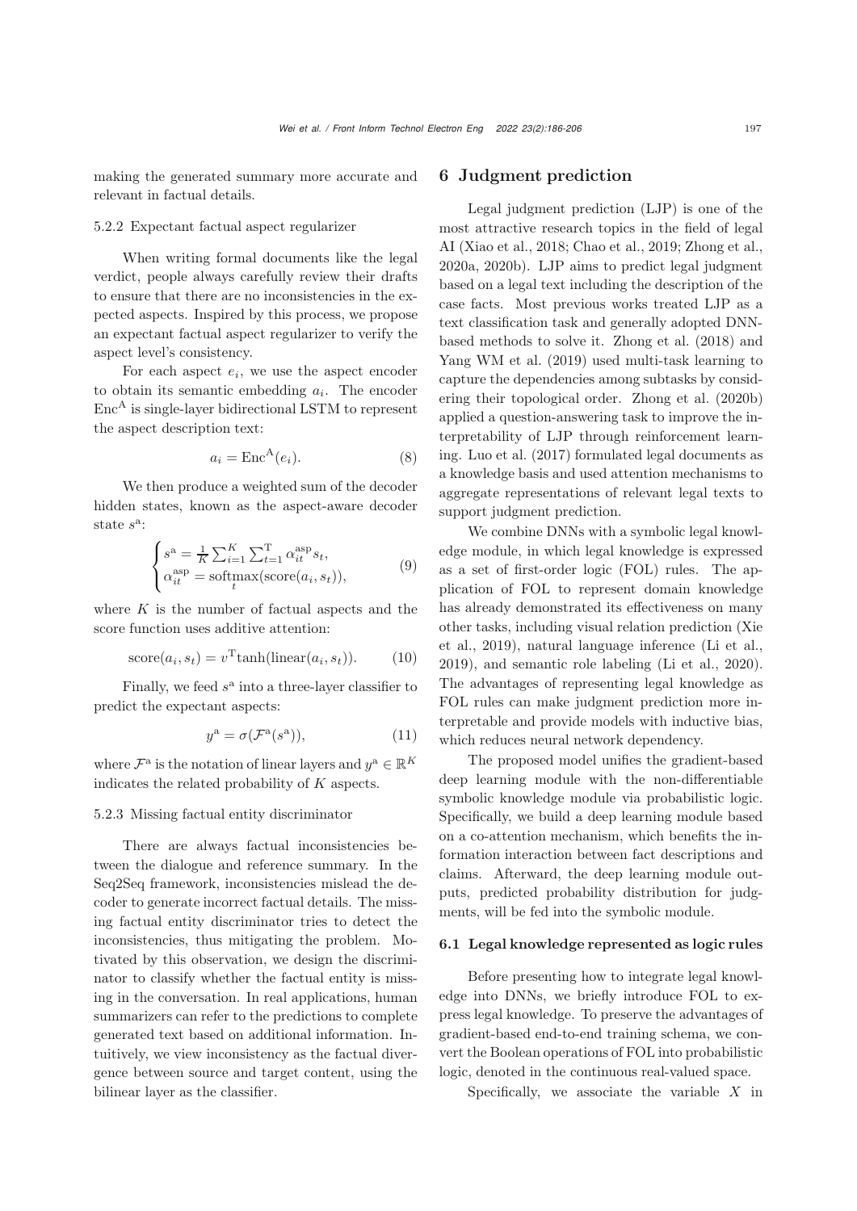making the generated summary more accurate and relevant in factual details.

#### 5.2.2 Expectant factual aspect regularizer

When writing formal documents like the legal verdict, people always carefully review their drafts to ensure that there are no inconsistencies in the expected aspects. Inspired by this process, we propose an expectant factual aspect regularizer to verify the aspect level's consistency.

For each aspect $e_i$, we use the aspect encoder to obtain its semantic embedding $a_i$. The encoder $\mathrm{Enc}^{\mathrm{A}}$ is single-layer bidirectional LSTM to represent the aspect description text:

$$a_i = \mathrm{Enc}^{\mathrm{A}}(e_i). \tag{8}$$

We then produce a weighted sum of the decoder hidden states, known as the aspect-aware decoder state $s^{\mathrm{a}}$:

$$\begin{cases} s^{\mathrm{a}} = \frac{1}{K}\sum_{i=1}^{K}\sum_{t=1}^{\mathrm{T}} \alpha_{it}^{\mathrm{asp}} s_t, \\ \alpha_{it}^{\mathrm{asp}} = \operatorname*{softmax}_{t}(\mathrm{score}(a_i, s_t)), \end{cases} \tag{9}$$

where $K$ is the number of factual aspects and the score function uses additive attention:

$$\mathrm{score}(a_i, s_t) = v^{\mathrm{T}}\tanh(\mathrm{linear}(a_i, s_t)). \tag{10}$$

Finally, we feed $s^{\mathrm{a}}$ into a three-layer classifier to predict the expectant aspects:

$$y^{\mathrm{a}} = \sigma(\mathcal{F}^{\mathrm{a}}(s^{\mathrm{a}})), \tag{11}$$

where $\mathcal{F}^{\mathrm{a}}$ is the notation of linear layers and $y^{\mathrm{a}} \in \mathbb{R}^K$ indicates the related probability of $K$ aspects.

#### 5.2.3 Missing factual entity discriminator

There are always factual inconsistencies between the dialogue and reference summary. In the Seq2Seq framework, inconsistencies mislead the decoder to generate incorrect factual details. The missing factual entity discriminator tries to detect the inconsistencies, thus mitigating the problem. Motivated by this observation, we design the discriminator to classify whether the factual entity is missing in the conversation. In real applications, human summarizers can refer to the predictions to complete generated text based on additional information. Intuitively, we view inconsistency as the factual divergence between source and target content, using the bilinear layer as the classifier.

## 6 Judgment prediction

Legal judgment prediction (LJP) is one of the most attractive research topics in the field of legal AI (Xiao et al., 2018; Chao et al., 2019; Zhong et al., 2020a, 2020b). LJP aims to predict legal judgment based on a legal text including the description of the case facts. Most previous works treated LJP as a text classification task and generally adopted DNN-based methods to solve it. Zhong et al. (2018) and Yang WM et al. (2019) used multi-task learning to capture the dependencies among subtasks by considering their topological order. Zhong et al. (2020b) applied a question-answering task to improve the interpretability of LJP through reinforcement learning. Luo et al. (2017) formulated legal documents as a knowledge basis and used attention mechanisms to aggregate representations of relevant legal texts to support judgment prediction.

We combine DNNs with a symbolic legal knowledge module, in which legal knowledge is expressed as a set of first-order logic (FOL) rules. The application of FOL to represent domain knowledge has already demonstrated its effectiveness on many other tasks, including visual relation prediction (Xie et al., 2019), natural language inference (Li et al., 2019), and semantic role labeling (Li et al., 2020). The advantages of representing legal knowledge as FOL rules can make judgment prediction more interpretable and provide models with inductive bias, which reduces neural network dependency.

The proposed model unifies the gradient-based deep learning module with the non-differentiable symbolic knowledge module via probabilistic logic. Specifically, we build a deep learning module based on a co-attention mechanism, which benefits the information interaction between fact descriptions and claims. Afterward, the deep learning module outputs, predicted probability distribution for judgments, will be fed into the symbolic module.

### 6.1 Legal knowledge represented as logic rules

Before presenting how to integrate legal knowledge into DNNs, we briefly introduce FOL to express legal knowledge. To preserve the advantages of gradient-based end-to-end training schema, we convert the Boolean operations of FOL into probabilistic logic, denoted in the continuous real-valued space.

Specifically, we associate the variable $X$ in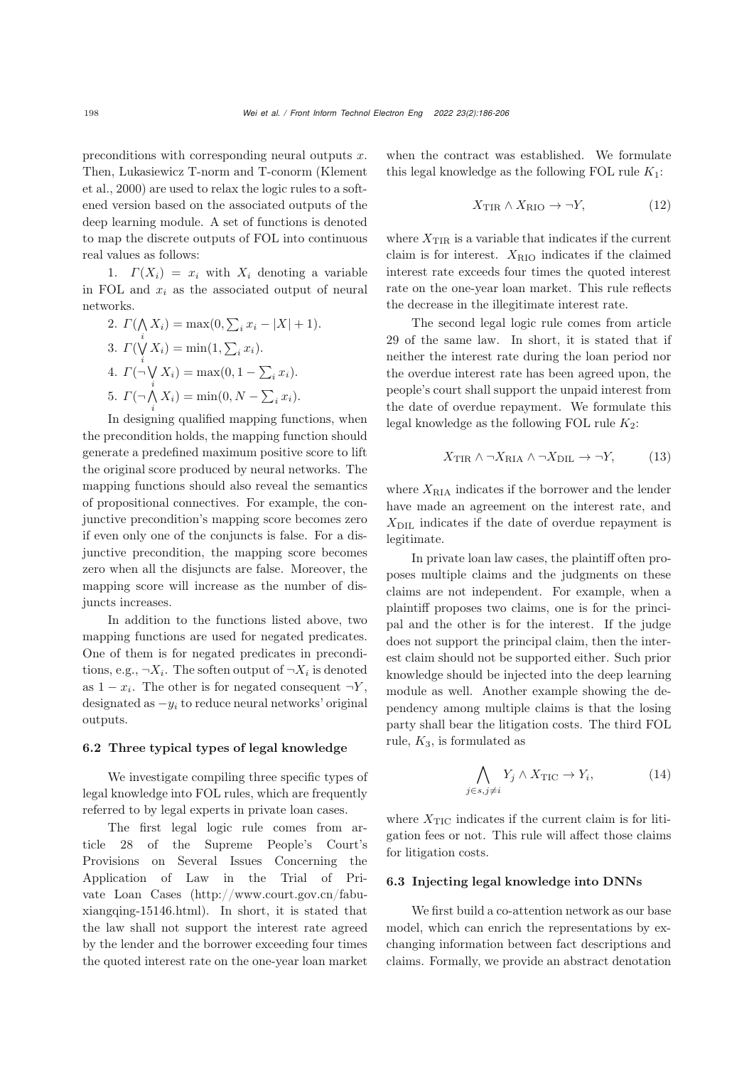preconditions with corresponding neural outputs $x$. Then, Lukasiewicz T-norm and T-conorm (Klement et al., 2000) are used to relax the logic rules to a softened version based on the associated outputs of the deep learning module. A set of functions is denoted to map the discrete outputs of FOL into continuous real values as follows:

1. $\Gamma(X_i) = x_i$ with $X_i$ denoting a variable in FOL and $x_i$ as the associated output of neural networks.
2. $\Gamma(\bigwedge_i X_i) = \max(0, \sum_i x_i - |X| + 1)$.
3. $\Gamma(\bigvee_i X_i) = \min(1, \sum_i x_i)$.
4. $\Gamma(\neg \bigvee_i X_i) = \max(0, 1 - \sum_i x_i)$.
5. $\Gamma(\neg \bigwedge_i X_i) = \min(0, N - \sum_i x_i)$.

In designing qualified mapping functions, when the precondition holds, the mapping function should generate a predefined maximum positive score to lift the original score produced by neural networks. The mapping functions should also reveal the semantics of propositional connectives. For example, the conjunctive precondition's mapping score becomes zero if even only one of the conjuncts is false. For a disjunctive precondition, the mapping score becomes zero when all the disjuncts are false. Moreover, the mapping score will increase as the number of disjuncts increases.

In addition to the functions listed above, two mapping functions are used for negated predicates. One of them is for negated predicates in preconditions, e.g., $\neg X_i$. The soften output of $\neg X_i$ is denoted as $1 - x_i$. The other is for negated consequent $\neg Y$, designated as $-y_i$ to reduce neural networks' original outputs.

### 6.2 Three typical types of legal knowledge

We investigate compiling three specific types of legal knowledge into FOL rules, which are frequently referred to by legal experts in private loan cases.

The first legal logic rule comes from article 28 of the Supreme People's Court's Provisions on Several Issues Concerning the Application of Law in the Trial of Private Loan Cases (http://www.court.gov.cn/fabu-xiangqing-15146.html). In short, it is stated that the law shall not support the interest rate agreed by the lender and the borrower exceeding four times the quoted interest rate on the one-year loan market when the contract was established. We formulate this legal knowledge as the following FOL rule $K_1$:

$$X_{\mathrm{TIR}} \wedge X_{\mathrm{RIO}} \rightarrow \neg Y, \tag{12}$$

where $X_{\mathrm{TIR}}$ is a variable that indicates if the current claim is for interest. $X_{\mathrm{RIO}}$ indicates if the claimed interest rate exceeds four times the quoted interest rate on the one-year loan market. This rule reflects the decrease in the illegitimate interest rate.

The second legal logic rule comes from article 29 of the same law. In short, it is stated that if neither the interest rate during the loan period nor the overdue interest rate has been agreed upon, the people's court shall support the unpaid interest from the date of overdue repayment. We formulate this legal knowledge as the following FOL rule $K_2$:

$$X_{\mathrm{TIR}} \wedge \neg X_{\mathrm{RIA}} \wedge \neg X_{\mathrm{DIL}} \rightarrow \neg Y, \tag{13}$$

where $X_{\mathrm{RIA}}$ indicates if the borrower and the lender have made an agreement on the interest rate, and $X_{\mathrm{DIL}}$ indicates if the date of overdue repayment is legitimate.

In private loan law cases, the plaintiff often proposes multiple claims and the judgments on these claims are not independent. For example, when a plaintiff proposes two claims, one is for the principal and the other is for the interest. If the judge does not support the principal claim, then the interest claim should not be supported either. Such prior knowledge should be injected into the deep learning module as well. Another example showing the dependency among multiple claims is that the losing party shall bear the litigation costs. The third FOL rule, $K_3$, is formulated as

$$\bigwedge_{j \in s, j \neq i} Y_j \wedge X_{\mathrm{TIC}} \rightarrow Y_i, \tag{14}$$

where $X_{\mathrm{TIC}}$ indicates if the current claim is for litigation fees or not. This rule will affect those claims for litigation costs.

### 6.3 Injecting legal knowledge into DNNs

We first build a co-attention network as our base model, which can enrich the representations by exchanging information between fact descriptions and claims. Formally, we provide an abstract denotation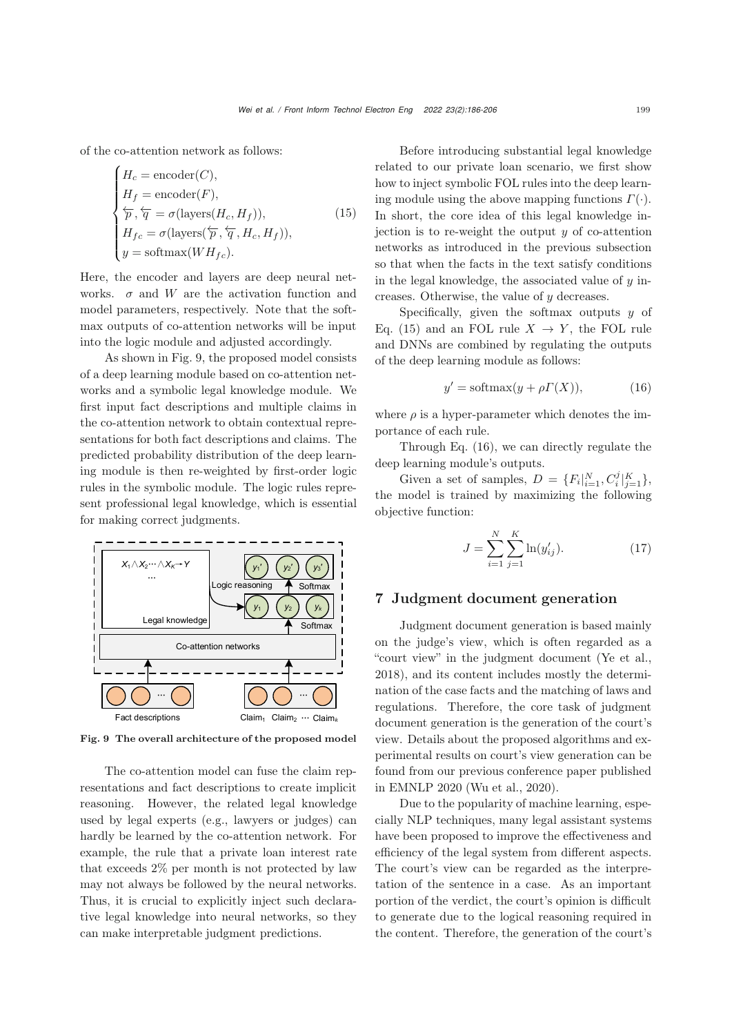of the co-attention network as follows:

$$
\begin{cases}
H_c = \text{encoder}(C), \\
H_f = \text{encoder}(F), \\
\overleftarrow{p}, \overleftarrow{q} = \sigma(\text{layers}(H_c, H_f)), \\
H_{fc} = \sigma(\text{layers}(\overleftarrow{p}, \overleftarrow{q}, H_c, H_f)), \\
y = \text{softmax}(W H_{fc}).
\end{cases} \tag{15}
$$

Here, the encoder and layers are deep neural networks. $\sigma$ and $W$ are the activation function and model parameters, respectively. Note that the softmax outputs of co-attention networks will be input into the logic module and adjusted accordingly.

As shown in Fig. 9, the proposed model consists of a deep learning module based on co-attention networks and a symbolic legal knowledge module. We first input fact descriptions and multiple claims in the co-attention network to obtain contextual representations for both fact descriptions and claims. The predicted probability distribution of the deep learning module is then re-weighted by first-order logic rules in the symbolic module. The logic rules represent professional legal knowledge, which is essential for making correct judgments.

**Fig. 9 The overall architecture of the proposed model**

The co-attention model can fuse the claim representations and fact descriptions to create implicit reasoning. However, the related legal knowledge used by legal experts (e.g., lawyers or judges) can hardly be learned by the co-attention network. For example, the rule that a private loan interest rate that exceeds 2% per month is not protected by law may not always be followed by the neural networks. Thus, it is crucial to explicitly inject such declarative legal knowledge into neural networks, so they can make interpretable judgment predictions.

Before introducing substantial legal knowledge related to our private loan scenario, we first show how to inject symbolic FOL rules into the deep learning module using the above mapping functions $\Gamma(\cdot)$. In short, the core idea of this legal knowledge injection is to re-weight the output $y$ of co-attention networks as introduced in the previous subsection so that when the facts in the text satisfy conditions in the legal knowledge, the associated value of $y$ increases. Otherwise, the value of $y$ decreases.

Specifically, given the softmax outputs $y$ of Eq. (15) and an FOL rule $X \rightarrow Y$, the FOL rule and DNNs are combined by regulating the outputs of the deep learning module as follows:

$$
y' = \text{softmax}(y + \rho\Gamma(X)), \tag{16}
$$

where $\rho$ is a hyper-parameter which denotes the importance of each rule.

Through Eq. (16), we can directly regulate the deep learning module's outputs.

Given a set of samples, $D = \{F_i|_{i=1}^N, C_i^j|_{j=1}^K\}$, the model is trained by maximizing the following objective function:

$$
J = \sum_{i=1}^{N}\sum_{j=1}^{K} \ln(y'_{ij}). \tag{17}
$$

## 7 Judgment document generation

Judgment document generation is based mainly on the judge's view, which is often regarded as a "court view" in the judgment document (Ye et al., 2018), and its content includes mostly the determination of the case facts and the matching of laws and regulations. Therefore, the core task of judgment document generation is the generation of the court's view. Details about the proposed algorithms and experimental results on court's view generation can be found from our previous conference paper published in EMNLP 2020 (Wu et al., 2020).

Due to the popularity of machine learning, especially NLP techniques, many legal assistant systems have been proposed to improve the effectiveness and efficiency of the legal system from different aspects. The court's view can be regarded as the interpretation of the sentence in a case. As an important portion of the verdict, the court's opinion is difficult to generate due to the logical reasoning required in the content. Therefore, the generation of the court's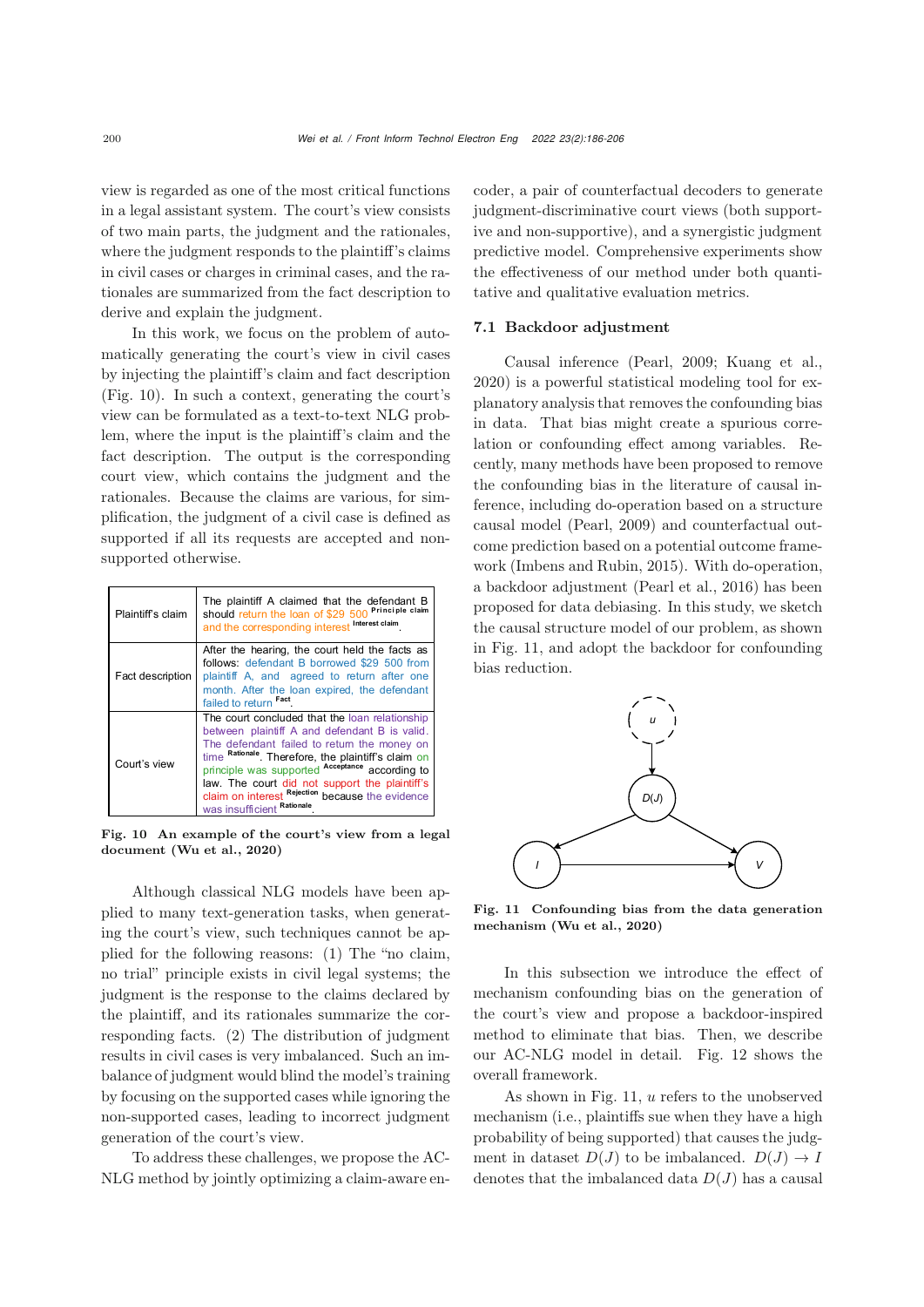view is regarded as one of the most critical functions in a legal assistant system. The court's view consists of two main parts, the judgment and the rationales, where the judgment responds to the plaintiff's claims in civil cases or charges in criminal cases, and the rationales are summarized from the fact description to derive and explain the judgment.

In this work, we focus on the problem of automatically generating the court's view in civil cases by injecting the plaintiff's claim and fact description (Fig. 10). In such a context, generating the court's view can be formulated as a text-to-text NLG problem, where the input is the plaintiff's claim and the fact description. The output is the corresponding court view, which contains the judgment and the rationales. Because the claims are various, for simplification, the judgment of a civil case is defined as supported if all its requests are accepted and non-supported otherwise.

| | |
|---|---|
| Plaintiff's claim | The plaintiff A claimed that the defendant B should return the loan of \$29 500 [Principle claim] and the corresponding interest [Interest claim]. |
| Fact description | After the hearing, the court held the facts as follows: defendant B borrowed \$29 500 from plaintiff A, and agreed to return after one month. After the loan expired, the defendant failed to return [Fact]. |
| Court's view | The court concluded that the loan relationship between plaintiff A and defendant B is valid. The defendant failed to return the money on time [Rationale]. Therefore, the plaintiff's claim on principle was supported [Acceptance] according to law. The court did not support the plaintiff's claim on interest [Rejection] because the evidence was insufficient [Rationale]. |

**Fig. 10 An example of the court's view from a legal document (Wu et al., 2020)**

Although classical NLG models have been applied to many text-generation tasks, when generating the court's view, such techniques cannot be applied for the following reasons: (1) The "no claim, no trial" principle exists in civil legal systems; the judgment is the response to the claims declared by the plaintiff, and its rationales summarize the corresponding facts. (2) The distribution of judgment results in civil cases is very imbalanced. Such an imbalance of judgment would blind the model's training by focusing on the supported cases while ignoring the non-supported cases, leading to incorrect judgment generation of the court's view.

To address these challenges, we propose the AC-NLG method by jointly optimizing a claim-aware encoder, a pair of counterfactual decoders to generate judgment-discriminative court views (both supportive and non-supportive), and a synergistic judgment predictive model. Comprehensive experiments show the effectiveness of our method under both quantitative and qualitative evaluation metrics.

### 7.1 Backdoor adjustment

Causal inference (Pearl, 2009; Kuang et al., 2020) is a powerful statistical modeling tool for explanatory analysis that removes the confounding bias in data. That bias might create a spurious correlation or confounding effect among variables. Recently, many methods have been proposed to remove the confounding bias in the literature of causal inference, including do-operation based on a structure causal model (Pearl, 2009) and counterfactual outcome prediction based on a potential outcome framework (Imbens and Rubin, 2015). With do-operation, a backdoor adjustment (Pearl et al., 2016) has been proposed for data debiasing. In this study, we sketch the causal structure model of our problem, as shown in Fig. 11, and adopt the backdoor for confounding bias reduction.

**Fig. 11 Confounding bias from the data generation mechanism (Wu et al., 2020)**

In this subsection we introduce the effect of mechanism confounding bias on the generation of the court's view and propose a backdoor-inspired method to eliminate that bias. Then, we describe our AC-NLG model in detail. Fig. 12 shows the overall framework.

As shown in Fig. 11, $u$ refers to the unobserved mechanism (i.e., plaintiffs sue when they have a high probability of being supported) that causes the judgment in dataset $D(J)$ to be imbalanced. $D(J) \to I$ denotes that the imbalanced data $D(J)$ has a causal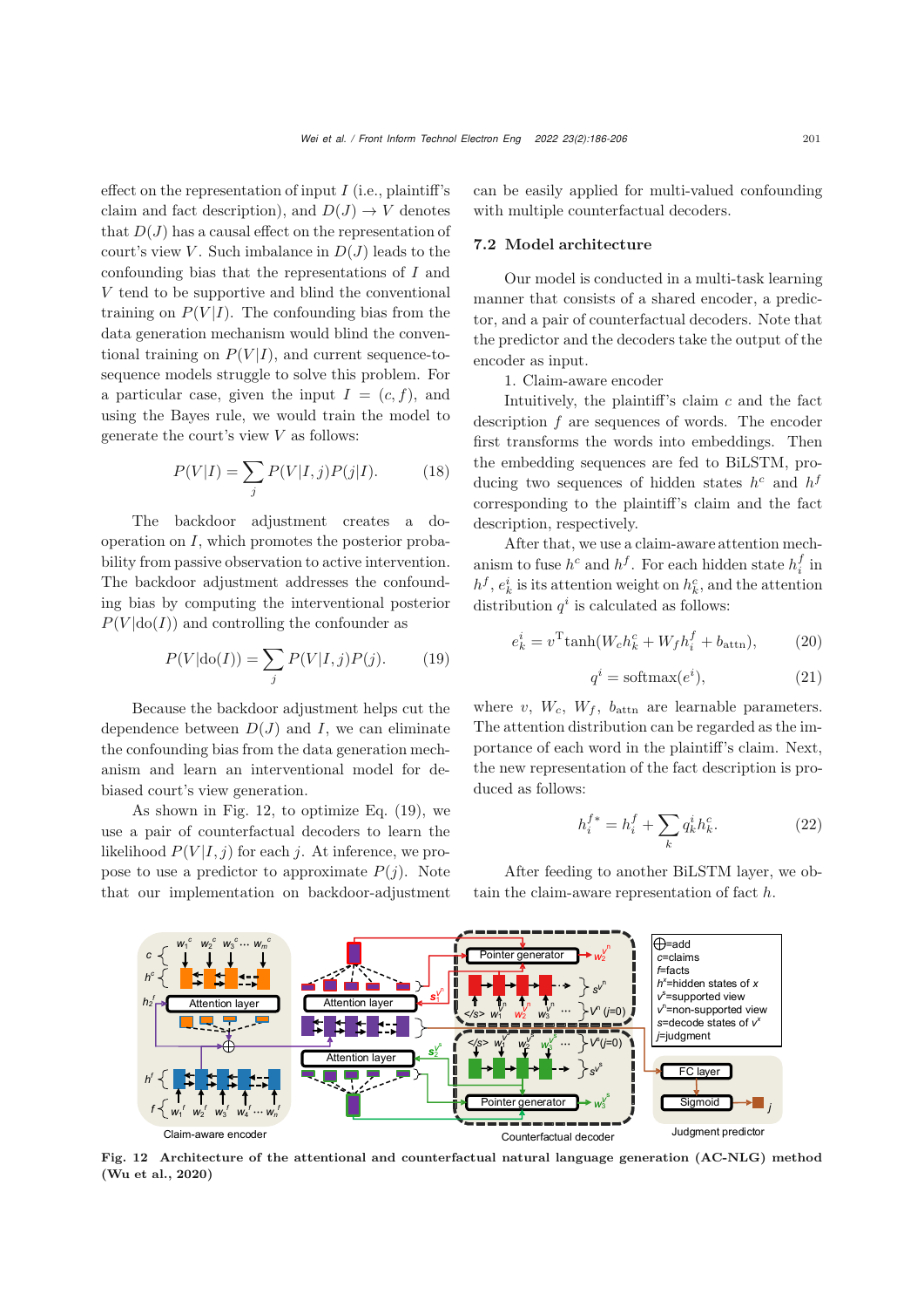effect on the representation of input $I$ (i.e., plaintiff's claim and fact description), and $D(J) \rightarrow V$ denotes that $D(J)$ has a causal effect on the representation of court's view $V$. Such imbalance in $D(J)$ leads to the confounding bias that the representations of $I$ and $V$ tend to be supportive and blind the conventional training on $P(V|I)$. The confounding bias from the data generation mechanism would blind the conventional training on $P(V|I)$, and current sequence-to-sequence models struggle to solve this problem. For a particular case, given the input $I = (c, f)$, and using the Bayes rule, we would train the model to generate the court's view $V$ as follows:

$$P(V|I) = \sum_j P(V|I, j)P(j|I). \tag{18}$$

The backdoor adjustment creates a do-operation on $I$, which promotes the posterior probability from passive observation to active intervention. The backdoor adjustment addresses the confounding bias by computing the interventional posterior $P(V|\text{do}(I))$ and controlling the confounder as

$$P(V|\text{do}(I)) = \sum_j P(V|I, j)P(j). \tag{19}$$

Because the backdoor adjustment helps cut the dependence between $D(J)$ and $I$, we can eliminate the confounding bias from the data generation mechanism and learn an interventional model for debiased court's view generation.

As shown in Fig. 12, to optimize Eq. (19), we use a pair of counterfactual decoders to learn the likelihood $P(V|I, j)$ for each $j$. At inference, we propose to use a predictor to approximate $P(j)$. Note that our implementation on backdoor-adjustment can be easily applied for multi-valued confounding with multiple counterfactual decoders.

### 7.2 Model architecture

Our model is conducted in a multi-task learning manner that consists of a shared encoder, a predictor, and a pair of counterfactual decoders. Note that the predictor and the decoders take the output of the encoder as input.

1. Claim-aware encoder

Intuitively, the plaintiff's claim $c$ and the fact description $f$ are sequences of words. The encoder first transforms the words into embeddings. Then the embedding sequences are fed to BiLSTM, producing two sequences of hidden states $h^c$ and $h^f$ corresponding to the plaintiff's claim and the fact description, respectively.

After that, we use a claim-aware attention mechanism to fuse $h^c$ and $h^f$. For each hidden state $h_i^f$ in $h^f$, $e_k^i$ is its attention weight on $h_k^c$, and the attention distribution $q^i$ is calculated as follows:

$$e_k^i = v^{\mathrm{T}} \tanh(W_c h_k^c + W_f h_i^f + b_{\text{attn}}), \tag{20}$$

$$q^i = \text{softmax}(e^i), \tag{21}$$

where $v$, $W_c$, $W_f$, $b_{\text{attn}}$ are learnable parameters. The attention distribution can be regarded as the importance of each word in the plaintiff's claim. Next, the new representation of the fact description is produced as follows:

$$h_i^{f*} = h_i^f + \sum_k q_k^i h_k^c. \tag{22}$$

After feeding to another BiLSTM layer, we obtain the claim-aware representation of fact $h$.

Fig. 12 Architecture of the attentional and counterfactual natural language generation (AC-NLG) method (Wu et al., 2020)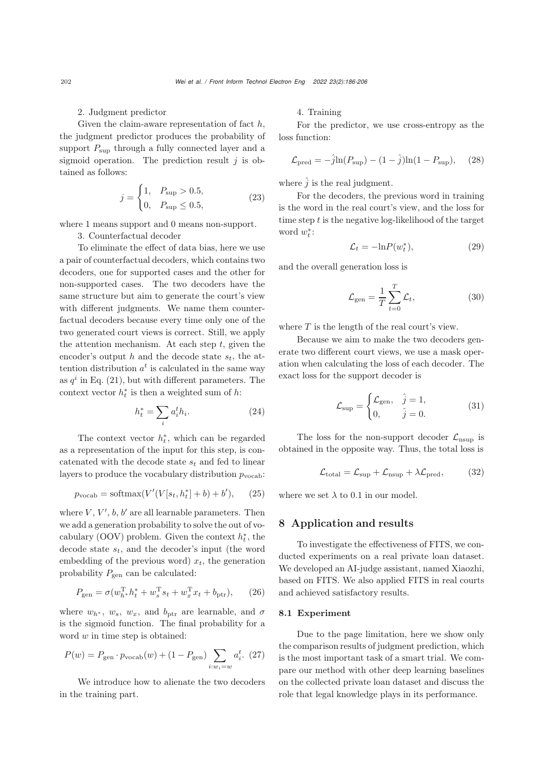2. Judgment predictor

Given the claim-aware representation of fact $h$, the judgment predictor produces the probability of support $P_{\text{sup}}$ through a fully connected layer and a sigmoid operation. The prediction result $j$ is obtained as follows:

$$j = \begin{cases} 1, & P_{\text{sup}} > 0.5, \\ 0, & P_{\text{sup}} \leq 0.5, \end{cases} \tag{23}$$

where 1 means support and 0 means non-support.

3. Counterfactual decoder

To eliminate the effect of data bias, here we use a pair of counterfactual decoders, which contains two decoders, one for supported cases and the other for non-supported cases. The two decoders have the same structure but aim to generate the court's view with different judgments. We name them counterfactual decoders because every time only one of the two generated court views is correct. Still, we apply the attention mechanism. At each step $t$, given the encoder's output $h$ and the decode state $s_t$, the attention distribution $a^t$ is calculated in the same way as $q^i$ in Eq. (21), but with different parameters. The context vector $h_t^*$ is then a weighted sum of $h$:

$$h_t^* = \sum_i a_i^t h_i. \tag{24}$$

The context vector $h_t^*$, which can be regarded as a representation of the input for this step, is concatenated with the decode state $s_t$ and fed to linear layers to produce the vocabulary distribution $p_{\text{vocab}}$:

$$p_{\text{vocab}} = \text{softmax}(V'(V[s_t, h_t^*] + b) + b'), \tag{25}$$

where $V$, $V'$, $b$, $b'$ are all learnable parameters. Then we add a generation probability to solve the out of vocabulary (OOV) problem. Given the context $h_t^*$, the decode state $s_t$, and the decoder's input (the word embedding of the previous word) $x_t$, the generation probability $P_{\text{gen}}$ can be calculated:

$$P_{\text{gen}} = \sigma(w_{h^*}^{\text{T}} h_t^* + w_s^{\text{T}} s_t + w_x^{\text{T}} x_t + b_{\text{ptr}}), \tag{26}$$

where $w_{h^*}$, $w_s$, $w_x$, and $b_{\text{ptr}}$ are learnable, and $\sigma$ is the sigmoid function. The final probability for a word $w$ in time step is obtained:

$$P(w) = P_{\text{gen}} \cdot p_{\text{vocab}}(w) + (1 - P_{\text{gen}}) \sum_{i: w_i = w} a_i^t. \tag{27}$$

We introduce how to alienate the two decoders in the training part.

4. Training

For the predictor, we use cross-entropy as the loss function:

$$\mathcal{L}_{\text{pred}} = -\hat{j}\ln(P_{\text{sup}}) - (1 - \hat{j})\ln(1 - P_{\text{sup}}), \tag{28}$$

where $\hat{j}$ is the real judgment.

For the decoders, the previous word in training is the word in the real court's view, and the loss for time step $t$ is the negative log-likelihood of the target word $w_t^*$:

$$\mathcal{L}_t = -\ln P(w_t^*), \tag{29}$$

and the overall generation loss is

$$\mathcal{L}_{\text{gen}} = \frac{1}{T} \sum_{t=0}^{T} \mathcal{L}_t, \tag{30}$$

where $T$ is the length of the real court's view.

Because we aim to make the two decoders generate two different court views, we use a mask operation when calculating the loss of each decoder. The exact loss for the support decoder is

$$\mathcal{L}_{\text{sup}} = \begin{cases} \mathcal{L}_{\text{gen}}, & \hat{j} = 1, \\ 0, & \hat{j} = 0. \end{cases} \tag{31}$$

The loss for the non-support decoder $\mathcal{L}_{\text{nsup}}$ is obtained in the opposite way. Thus, the total loss is

$$\mathcal{L}_{\text{total}} = \mathcal{L}_{\text{sup}} + \mathcal{L}_{\text{nsup}} + \lambda \mathcal{L}_{\text{pred}}, \tag{32}$$

where we set $\lambda$ to 0.1 in our model.

## 8 Application and results

To investigate the effectiveness of FITS, we conducted experiments on a real private loan dataset. We developed an AI-judge assistant, named Xiaozhi, based on FITS. We also applied FITS in real courts and achieved satisfactory results.

### 8.1 Experiment

Due to the page limitation, here we show only the comparison results of judgment prediction, which is the most important task of a smart trial. We compare our method with other deep learning baselines on the collected private loan dataset and discuss the role that legal knowledge plays in its performance.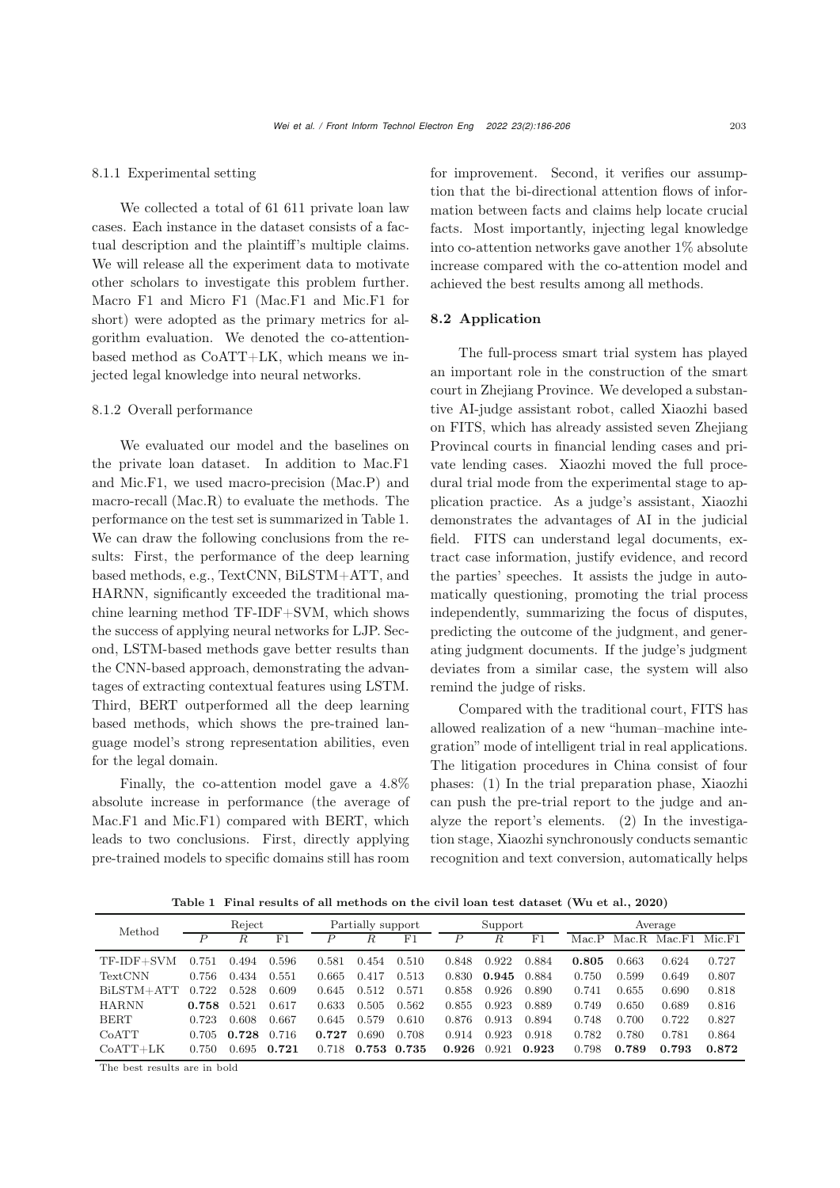#### 8.1.1 Experimental setting

We collected a total of 61 611 private loan law cases. Each instance in the dataset consists of a factual description and the plaintiff's multiple claims. We will release all the experiment data to motivate other scholars to investigate this problem further. Macro F1 and Micro F1 (Mac.F1 and Mic.F1 for short) were adopted as the primary metrics for algorithm evaluation. We denoted the co-attention-based method as CoATT+LK, which means we injected legal knowledge into neural networks.

#### 8.1.2 Overall performance

We evaluated our model and the baselines on the private loan dataset. In addition to Mac.F1 and Mic.F1, we used macro-precision (Mac.P) and macro-recall (Mac.R) to evaluate the methods. The performance on the test set is summarized in Table 1. We can draw the following conclusions from the results: First, the performance of the deep learning based methods, e.g., TextCNN, BiLSTM+ATT, and HARNN, significantly exceeded the traditional machine learning method TF-IDF+SVM, which shows the success of applying neural networks for LJP. Second, LSTM-based methods gave better results than the CNN-based approach, demonstrating the advantages of extracting contextual features using LSTM. Third, BERT outperformed all the deep learning based methods, which shows the pre-trained language model's strong representation abilities, even for the legal domain.

Finally, the co-attention model gave a 4.8% absolute increase in performance (the average of Mac.F1 and Mic.F1) compared with BERT, which leads to two conclusions. First, directly applying pre-trained models to specific domains still has room for improvement. Second, it verifies our assumption that the bi-directional attention flows of information between facts and claims help locate crucial facts. Most importantly, injecting legal knowledge into co-attention networks gave another 1% absolute increase compared with the co-attention model and achieved the best results among all methods.

### 8.2 Application

The full-process smart trial system has played an important role in the construction of the smart court in Zhejiang Province. We developed a substantive AI-judge assistant robot, called Xiaozhi based on FITS, which has already assisted seven Zhejiang Provincal courts in financial lending cases and private lending cases. Xiaozhi moved the full procedural trial mode from the experimental stage to application practice. As a judge's assistant, Xiaozhi demonstrates the advantages of AI in the judicial field. FITS can understand legal documents, extract case information, justify evidence, and record the parties' speeches. It assists the judge in automatically questioning, promoting the trial process independently, summarizing the focus of disputes, predicting the outcome of the judgment, and generating judgment documents. If the judge's judgment deviates from a similar case, the system will also remind the judge of risks.

Compared with the traditional court, FITS has allowed realization of a new "human–machine integration" mode of intelligent trial in real applications. The litigation procedures in China consist of four phases: (1) In the trial preparation phase, Xiaozhi can push the pre-trial report to the judge and analyze the report's elements. (2) In the investigation stage, Xiaozhi synchronously conducts semantic recognition and text conversion, automatically helps

**Table 1 Final results of all methods on the civil loan test dataset (Wu et al., 2020)**

| Method | Reject | | | Partially support | | | Support | | | Average | | | |
|---|---|---|---|---|---|---|---|---|---|---|---|---|---|
| | $P$ | $R$ | F1 | $P$ | $R$ | F1 | $P$ | $R$ | F1 | Mac.P | Mac.R | Mac.F1 | Mic.F1 |
| TF-IDF+SVM | 0.751 | 0.494 | 0.596 | 0.581 | 0.454 | 0.510 | 0.848 | 0.922 | 0.884 | **0.805** | 0.663 | 0.624 | 0.727 |
| TextCNN | 0.756 | 0.434 | 0.551 | 0.665 | 0.417 | 0.513 | 0.830 | **0.945** | 0.884 | 0.750 | 0.599 | 0.649 | 0.807 |
| BiLSTM+ATT | 0.722 | 0.528 | 0.609 | 0.645 | 0.512 | 0.571 | 0.858 | 0.926 | 0.890 | 0.741 | 0.655 | 0.690 | 0.818 |
| HARNN | **0.758** | 0.521 | 0.617 | 0.633 | 0.505 | 0.562 | 0.855 | 0.923 | 0.889 | 0.749 | 0.650 | 0.689 | 0.816 |
| BERT | 0.723 | 0.608 | 0.667 | 0.645 | 0.579 | 0.610 | 0.876 | 0.913 | 0.894 | 0.748 | 0.700 | 0.722 | 0.827 |
| CoATT | 0.705 | **0.728** | 0.716 | **0.727** | 0.690 | 0.708 | 0.914 | 0.923 | 0.918 | 0.782 | 0.780 | 0.781 | 0.864 |
| CoATT+LK | 0.750 | 0.695 | **0.721** | 0.718 | **0.753** | **0.735** | **0.926** | 0.921 | **0.923** | 0.798 | **0.789** | **0.793** | **0.872** |

The best results are in bold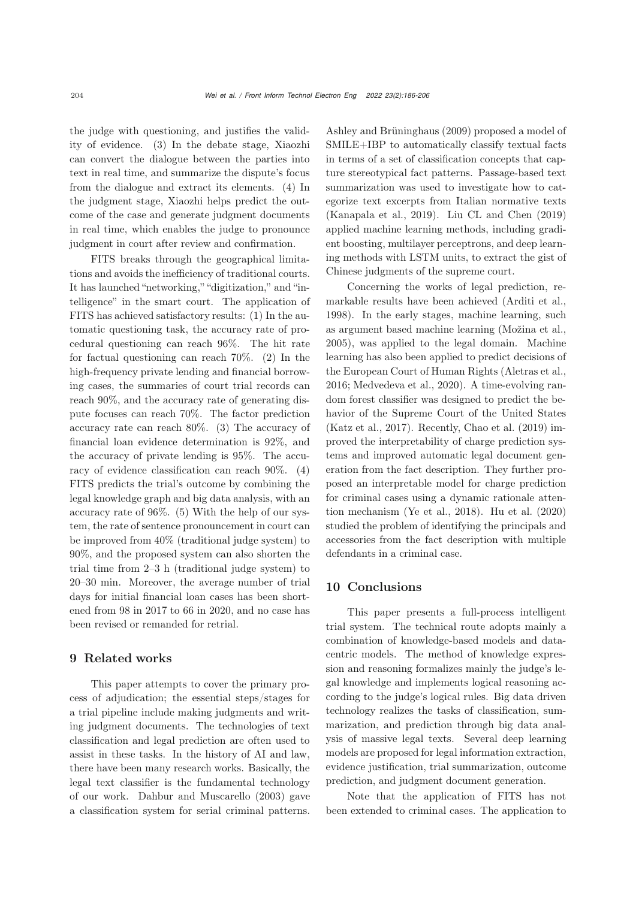the judge with questioning, and justifies the validity of evidence. (3) In the debate stage, Xiaozhi can convert the dialogue between the parties into text in real time, and summarize the dispute's focus from the dialogue and extract its elements. (4) In the judgment stage, Xiaozhi helps predict the outcome of the case and generate judgment documents in real time, which enables the judge to pronounce judgment in court after review and confirmation.

FITS breaks through the geographical limitations and avoids the inefficiency of traditional courts. It has launched "networking," "digitization," and "intelligence" in the smart court. The application of FITS has achieved satisfactory results: (1) In the automatic questioning task, the accuracy rate of procedural questioning can reach 96%. The hit rate for factual questioning can reach 70%. (2) In the high-frequency private lending and financial borrowing cases, the summaries of court trial records can reach 90%, and the accuracy rate of generating dispute focuses can reach 70%. The factor prediction accuracy rate can reach 80%. (3) The accuracy of financial loan evidence determination is 92%, and the accuracy of private lending is 95%. The accuracy of evidence classification can reach 90%. (4) FITS predicts the trial's outcome by combining the legal knowledge graph and big data analysis, with an accuracy rate of 96%. (5) With the help of our system, the rate of sentence pronouncement in court can be improved from 40% (traditional judge system) to 90%, and the proposed system can also shorten the trial time from 2–3 h (traditional judge system) to 20–30 min. Moreover, the average number of trial days for initial financial loan cases has been shortened from 98 in 2017 to 66 in 2020, and no case has been revised or remanded for retrial.

## 9 Related works

This paper attempts to cover the primary process of adjudication; the essential steps/stages for a trial pipeline include making judgments and writing judgment documents. The technologies of text classification and legal prediction are often used to assist in these tasks. In the history of AI and law, there have been many research works. Basically, the legal text classifier is the fundamental technology of our work. Dahbur and Muscarello (2003) gave a classification system for serial criminal patterns. Ashley and Brüninghaus (2009) proposed a model of SMILE+IBP to automatically classify textual facts in terms of a set of classification concepts that capture stereotypical fact patterns. Passage-based text summarization was used to investigate how to categorize text excerpts from Italian normative texts (Kanapala et al., 2019). Liu CL and Chen (2019) applied machine learning methods, including gradient boosting, multilayer perceptrons, and deep learning methods with LSTM units, to extract the gist of Chinese judgments of the supreme court.

Concerning the works of legal prediction, remarkable results have been achieved (Arditi et al., 1998). In the early stages, machine learning, such as argument based machine learning (Možina et al., 2005), was applied to the legal domain. Machine learning has also been applied to predict decisions of the European Court of Human Rights (Aletras et al., 2016; Medvedeva et al., 2020). A time-evolving random forest classifier was designed to predict the behavior of the Supreme Court of the United States (Katz et al., 2017). Recently, Chao et al. (2019) improved the interpretability of charge prediction systems and improved automatic legal document generation from the fact description. They further proposed an interpretable model for charge prediction for criminal cases using a dynamic rationale attention mechanism (Ye et al., 2018). Hu et al. (2020) studied the problem of identifying the principals and accessories from the fact description with multiple defendants in a criminal case.

## 10 Conclusions

This paper presents a full-process intelligent trial system. The technical route adopts mainly a combination of knowledge-based models and data-centric models. The method of knowledge expression and reasoning formalizes mainly the judge's legal knowledge and implements logical reasoning according to the judge's logical rules. Big data driven technology realizes the tasks of classification, summarization, and prediction through big data analysis of massive legal texts. Several deep learning models are proposed for legal information extraction, evidence justification, trial summarization, outcome prediction, and judgment document generation.

Note that the application of FITS has not been extended to criminal cases. The application to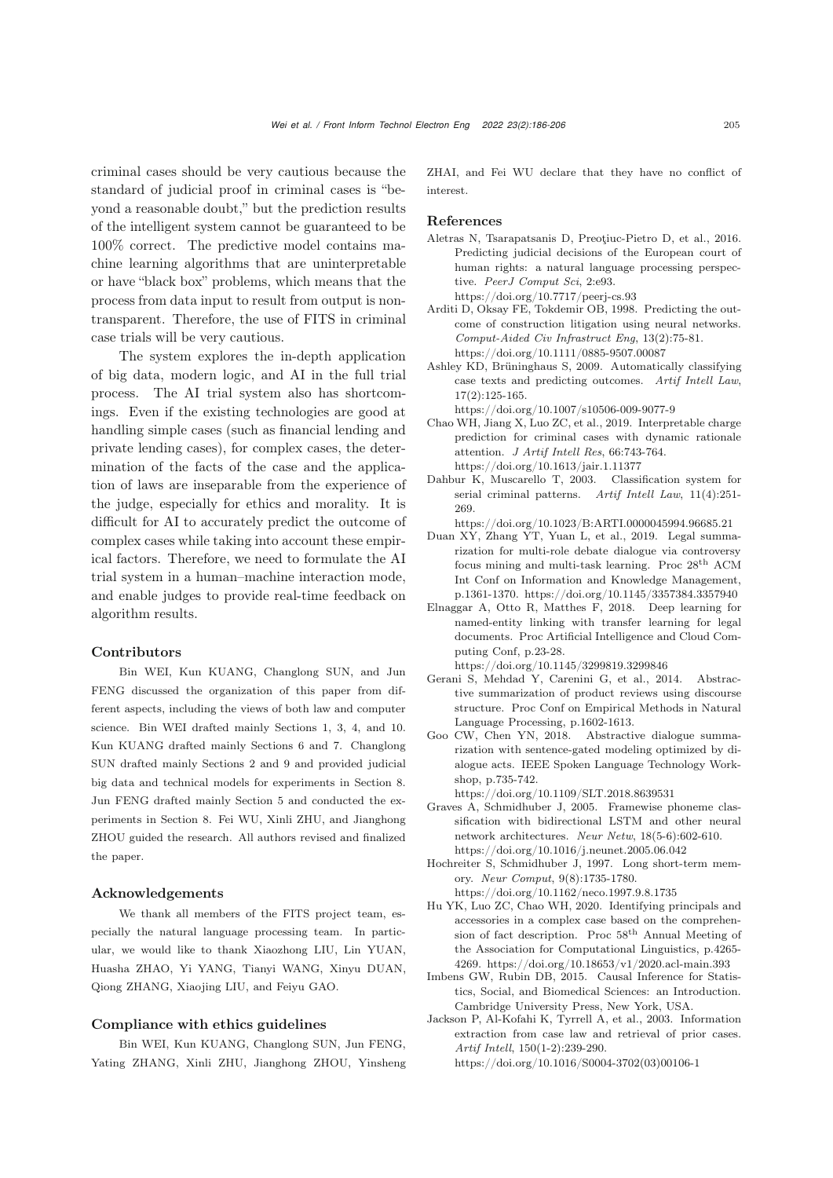criminal cases should be very cautious because the standard of judicial proof in criminal cases is "beyond a reasonable doubt," but the prediction results of the intelligent system cannot be guaranteed to be 100% correct. The predictive model contains machine learning algorithms that are uninterpretable or have "black box" problems, which means that the process from data input to result from output is nontransparent. Therefore, the use of FITS in criminal case trials will be very cautious.

The system explores the in-depth application of big data, modern logic, and AI in the full trial process. The AI trial system also has shortcomings. Even if the existing technologies are good at handling simple cases (such as financial lending and private lending cases), for complex cases, the determination of the facts of the case and the application of laws are inseparable from the experience of the judge, especially for ethics and morality. It is difficult for AI to accurately predict the outcome of complex cases while taking into account these empirical factors. Therefore, we need to formulate the AI trial system in a human–machine interaction mode, and enable judges to provide real-time feedback on algorithm results.

## Contributors

Bin WEI, Kun KUANG, Changlong SUN, and Jun FENG discussed the organization of this paper from different aspects, including the views of both law and computer science. Bin WEI drafted mainly Sections 1, 3, 4, and 10. Kun KUANG drafted mainly Sections 6 and 7. Changlong SUN drafted mainly Sections 2 and 9 and provided judicial big data and technical models for experiments in Section 8. Jun FENG drafted mainly Section 5 and conducted the experiments in Section 8. Fei WU, Xinli ZHU, and Jianghong ZHOU guided the research. All authors revised and finalized the paper.

## Acknowledgements

We thank all members of the FITS project team, especially the natural language processing team. In particular, we would like to thank Xiaozhong LIU, Lin YUAN, Huasha ZHAO, Yi YANG, Tianyi WANG, Xinyu DUAN, Qiong ZHANG, Xiaojing LIU, and Feiyu GAO.

## Compliance with ethics guidelines

Bin WEI, Kun KUANG, Changlong SUN, Jun FENG, Yating ZHANG, Xinli ZHU, Jianghong ZHOU, Yinsheng ZHAI, and Fei WU declare that they have no conflict of interest.

## References

Aletras N, Tsarapatsanis D, Preoţiuc-Pietro D, et al., 2016. Predicting judicial decisions of the European court of human rights: a natural language processing perspective. *PeerJ Comput Sci*, 2:e93. https://doi.org/10.7717/peerj-cs.93

Arditi D, Oksay FE, Tokdemir OB, 1998. Predicting the outcome of construction litigation using neural networks. *Comput-Aided Civ Infrastruct Eng*, 13(2):75-81. https://doi.org/10.1111/0885-9507.00087

Ashley KD, Brüninghaus S, 2009. Automatically classifying case texts and predicting outcomes. *Artif Intell Law*, 17(2):125-165. https://doi.org/10.1007/s10506-009-9077-9

Chao WH, Jiang X, Luo ZC, et al., 2019. Interpretable charge prediction for criminal cases with dynamic rationale attention. *J Artif Intell Res*, 66:743-764. https://doi.org/10.1613/jair.1.11377

Dahbur K, Muscarello T, 2003. Classification system for serial criminal patterns. *Artif Intell Law*, 11(4):251-269. https://doi.org/10.1023/B:ARTI.0000045994.96685.21

Duan XY, Zhang YT, Yuan L, et al., 2019. Legal summarization for multi-role debate dialogue via controversy focus mining and multi-task learning. Proc 28th ACM Int Conf on Information and Knowledge Management, p.1361-1370. https://doi.org/10.1145/3357384.3357940

Elnaggar A, Otto R, Matthes F, 2018. Deep learning for named-entity linking with transfer learning for legal documents. Proc Artificial Intelligence and Cloud Computing Conf, p.23-28. https://doi.org/10.1145/3299819.3299846

Gerani S, Mehdad Y, Carenini G, et al., 2014. Abstractive summarization of product reviews using discourse structure. Proc Conf on Empirical Methods in Natural Language Processing, p.1602-1613.

Goo CW, Chen YN, 2018. Abstractive dialogue summarization with sentence-gated modeling optimized by dialogue acts. IEEE Spoken Language Technology Workshop, p.735-742. https://doi.org/10.1109/SLT.2018.8639531

Graves A, Schmidhuber J, 2005. Framewise phoneme classification with bidirectional LSTM and other neural network architectures. *Neur Netw*, 18(5-6):602-610. https://doi.org/10.1016/j.neunet.2005.06.042

Hochreiter S, Schmidhuber J, 1997. Long short-term memory. *Neur Comput*, 9(8):1735-1780. https://doi.org/10.1162/neco.1997.9.8.1735

Hu YK, Luo ZC, Chao WH, 2020. Identifying principals and accessories in a complex case based on the comprehension of fact description. Proc 58th Annual Meeting of the Association for Computational Linguistics, p.4265-4269. https://doi.org/10.18653/v1/2020.acl-main.393

Imbens GW, Rubin DB, 2015. Causal Inference for Statistics, Social, and Biomedical Sciences: an Introduction. Cambridge University Press, New York, USA.

Jackson P, Al-Kofahi K, Tyrrell A, et al., 2003. Information extraction from case law and retrieval of prior cases. *Artif Intell*, 150(1-2):239-290. https://doi.org/10.1016/S0004-3702(03)00106-1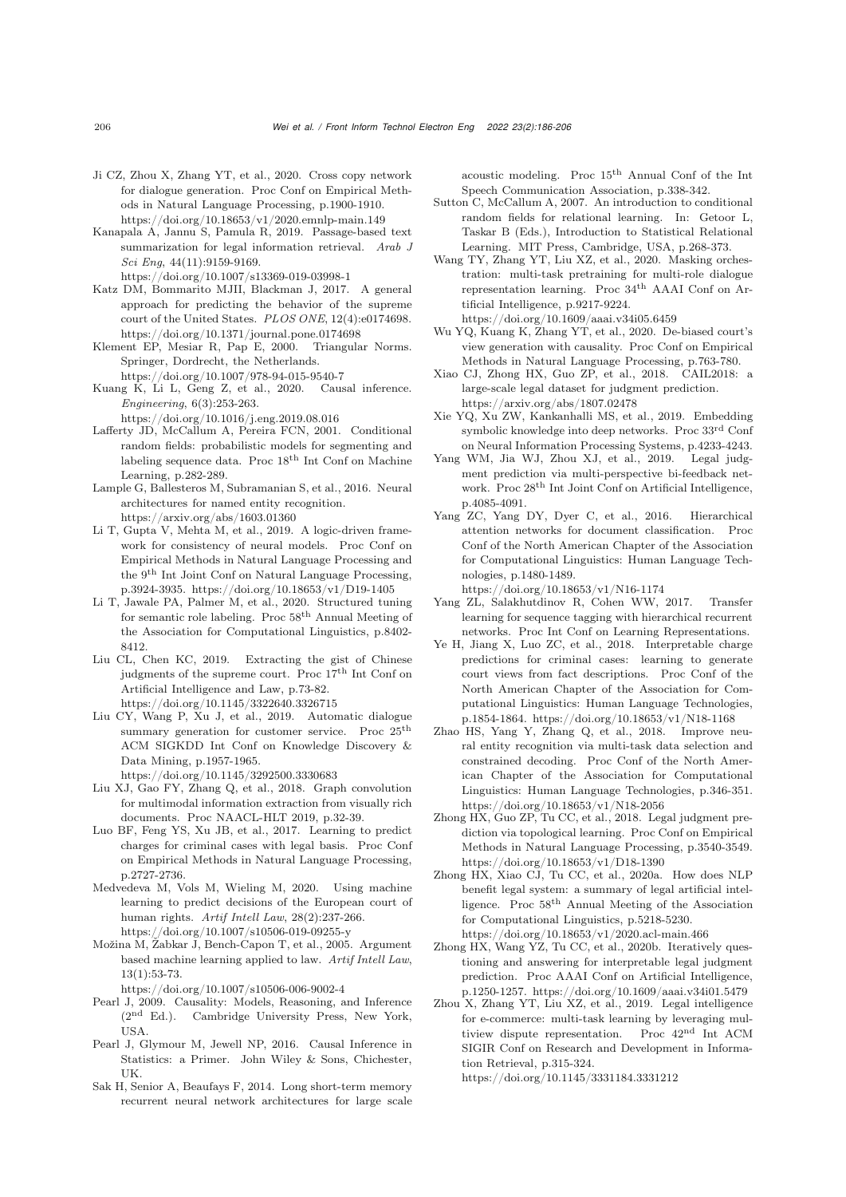Ji CZ, Zhou X, Zhang YT, et al., 2020. Cross copy network for dialogue generation. Proc Conf on Empirical Methods in Natural Language Processing, p.1900-1910. https://doi.org/10.18653/v1/2020.emnlp-main.149

Kanapala A, Jannu S, Pamula R, 2019. Passage-based text summarization for legal information retrieval. *Arab J Sci Eng*, 44(11):9159-9169. https://doi.org/10.1007/s13369-019-03998-1

Katz DM, Bommarito MJII, Blackman J, 2017. A general approach for predicting the behavior of the supreme court of the United States. *PLOS ONE*, 12(4):e0174698. https://doi.org/10.1371/journal.pone.0174698

Klement EP, Mesiar R, Pap E, 2000. Triangular Norms. Springer, Dordrecht, the Netherlands. https://doi.org/10.1007/978-94-015-9540-7

Kuang K, Li L, Geng Z, et al., 2020. Causal inference. *Engineering*, 6(3):253-263. https://doi.org/10.1016/j.eng.2019.08.016

Lafferty JD, McCallum A, Pereira FCN, 2001. Conditional random fields: probabilistic models for segmenting and labeling sequence data. Proc 18th Int Conf on Machine Learning, p.282-289.

Lample G, Ballesteros M, Subramanian S, et al., 2016. Neural architectures for named entity recognition. https://arxiv.org/abs/1603.01360

Li T, Gupta V, Mehta M, et al., 2019. A logic-driven framework for consistency of neural models. Proc Conf on Empirical Methods in Natural Language Processing and the 9th Int Joint Conf on Natural Language Processing, p.3924-3935. https://doi.org/10.18653/v1/D19-1405

Li T, Jawale PA, Palmer M, et al., 2020. Structured tuning for semantic role labeling. Proc 58th Annual Meeting of the Association for Computational Linguistics, p.8402-8412.

Liu CL, Chen KC, 2019. Extracting the gist of Chinese judgments of the supreme court. Proc 17th Int Conf on Artificial Intelligence and Law, p.73-82. https://doi.org/10.1145/3322640.3326715

Liu CY, Wang P, Xu J, et al., 2019. Automatic dialogue summary generation for customer service. Proc 25th ACM SIGKDD Int Conf on Knowledge Discovery & Data Mining, p.1957-1965. https://doi.org/10.1145/3292500.3330683

Liu XJ, Gao FY, Zhang Q, et al., 2018. Graph convolution for multimodal information extraction from visually rich documents. Proc NAACL-HLT 2019, p.32-39.

Luo BF, Feng YS, Xu JB, et al., 2017. Learning to predict charges for criminal cases with legal basis. Proc Conf on Empirical Methods in Natural Language Processing, p.2727-2736.

Medvedeva M, Vols M, Wieling M, 2020. Using machine learning to predict decisions of the European court of human rights. *Artif Intell Law*, 28(2):237-266. https://doi.org/10.1007/s10506-019-09255-y

Možina M, Žabkar J, Bench-Capon T, et al., 2005. Argument based machine learning applied to law. *Artif Intell Law*, 13(1):53-73. https://doi.org/10.1007/s10506-006-9002-4

Pearl J, 2009. Causality: Models, Reasoning, and Inference (2nd Ed.). Cambridge University Press, New York, USA.

Pearl J, Glymour M, Jewell NP, 2016. Causal Inference in Statistics: a Primer. John Wiley & Sons, Chichester, UK.

Sak H, Senior A, Beaufays F, 2014. Long short-term memory recurrent neural network architectures for large scale acoustic modeling. Proc 15th Annual Conf of the Int Speech Communication Association, p.338-342.

Sutton C, McCallum A, 2007. An introduction to conditional random fields for relational learning. In: Getoor L, Taskar B (Eds.), Introduction to Statistical Relational Learning. MIT Press, Cambridge, USA, p.268-373.

Wang TY, Zhang YT, Liu XZ, et al., 2020. Masking orchestration: multi-task pretraining for multi-role dialogue representation learning. Proc 34th AAAI Conf on Artificial Intelligence, p.9217-9224. https://doi.org/10.1609/aaai.v34i05.6459

Wu YQ, Kuang K, Zhang YT, et al., 2020. De-biased court's view generation with causality. Proc Conf on Empirical Methods in Natural Language Processing, p.763-780.

Xiao CJ, Zhong HX, Guo ZP, et al., 2018. CAIL2018: a large-scale legal dataset for judgment prediction. https://arxiv.org/abs/1807.02478

Xie YQ, Xu ZW, Kankanhalli MS, et al., 2019. Embedding symbolic knowledge into deep networks. Proc 33rd Conf on Neural Information Processing Systems, p.4233-4243.

Yang WM, Jia WJ, Zhou XJ, et al., 2019. Legal judgment prediction via multi-perspective bi-feedback network. Proc 28th Int Joint Conf on Artificial Intelligence, p.4085-4091.

Yang ZC, Yang DY, Dyer C, et al., 2016. Hierarchical attention networks for document classification. Proc Conf of the North American Chapter of the Association for Computational Linguistics: Human Language Technologies, p.1480-1489. https://doi.org/10.18653/v1/N16-1174

Yang ZL, Salakhutdinov R, Cohen WW, 2017. Transfer learning for sequence tagging with hierarchical recurrent networks. Proc Int Conf on Learning Representations.

Ye H, Jiang X, Luo ZC, et al., 2018. Interpretable charge predictions for criminal cases: learning to generate court views from fact descriptions. Proc Conf of the North American Chapter of the Association for Computational Linguistics: Human Language Technologies, p.1854-1864. https://doi.org/10.18653/v1/N18-1168

Zhao HS, Yang Y, Zhang Q, et al., 2018. Improve neural entity recognition via multi-task data selection and constrained decoding. Proc Conf of the North American Chapter of the Association for Computational Linguistics: Human Language Technologies, p.346-351. https://doi.org/10.18653/v1/N18-2056

Zhong HX, Guo ZP, Tu CC, et al., 2018. Legal judgment prediction via topological learning. Proc Conf on Empirical Methods in Natural Language Processing, p.3540-3549. https://doi.org/10.18653/v1/D18-1390

Zhong HX, Xiao CJ, Tu CC, et al., 2020a. How does NLP benefit legal system: a summary of legal artificial intelligence. Proc 58th Annual Meeting of the Association for Computational Linguistics, p.5218-5230. https://doi.org/10.18653/v1/2020.acl-main.466

Zhong HX, Wang YZ, Tu CC, et al., 2020b. Iteratively questioning and answering for interpretable legal judgment prediction. Proc AAAI Conf on Artificial Intelligence, p.1250-1257. https://doi.org/10.1609/aaai.v34i01.5479

Zhou X, Zhang YT, Liu XZ, et al., 2019. Legal intelligence for e-commerce: multi-task learning by leveraging multiview dispute representation. Proc 42nd Int ACM SIGIR Conf on Research and Development in Information Retrieval, p.315-324. https://doi.org/10.1145/3331184.3331212